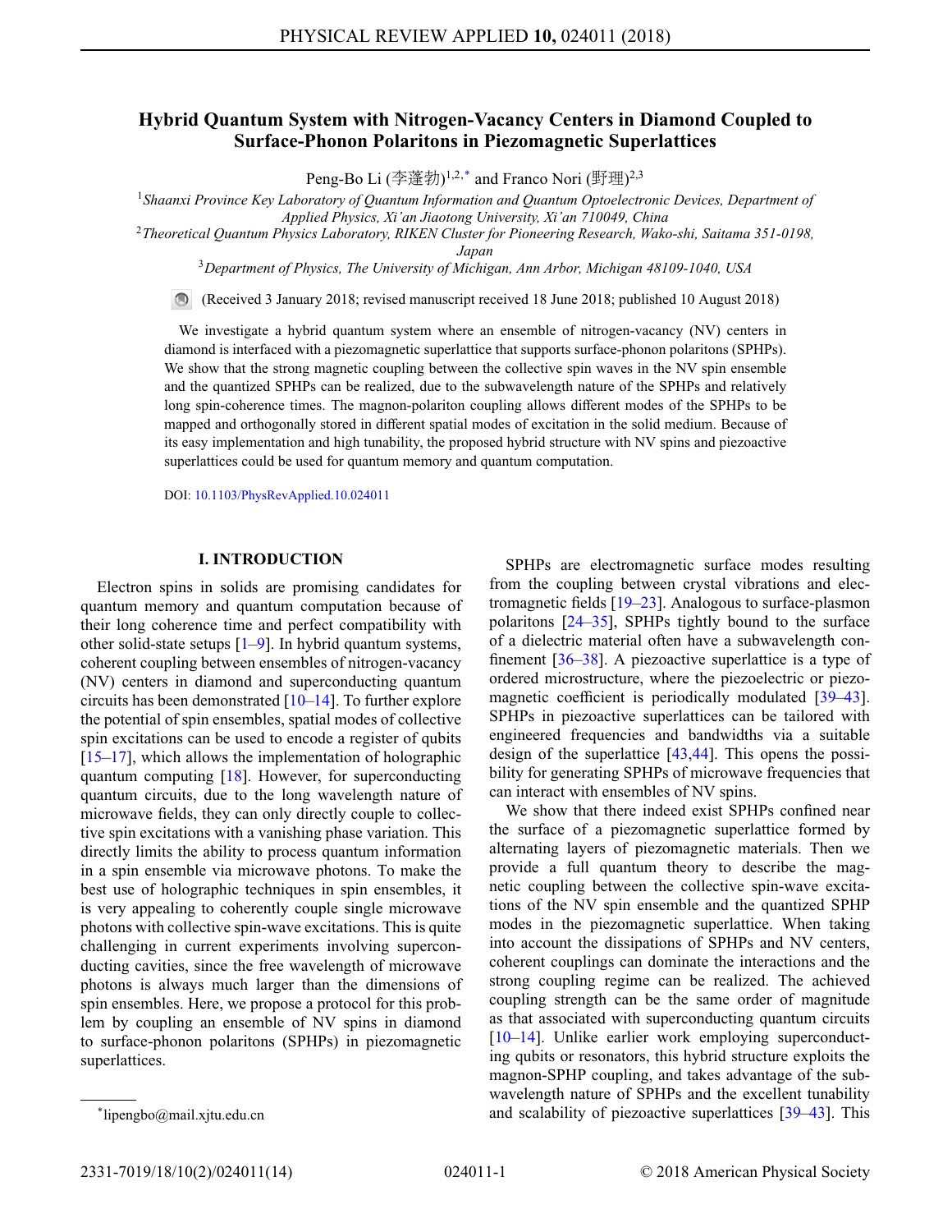# Hybrid Quantum System with Nitrogen-Vacancy Centers in Diamond Coupled to Surface-Phonon Polaritons in Piezomagnetic Superlattices

Peng-Bo Li (李蓬勃)[1,2,*] and Franco Nori (野理)[2,3]

[1]*Shaanxi Province Key Laboratory of Quantum Information and Quantum Optoelectronic Devices, Department of Applied Physics, Xi'an Jiaotong University, Xi'an 710049, China*

[2]*Theoretical Quantum Physics Laboratory, RIKEN Cluster for Pioneering Research, Wako-shi, Saitama 351-0198, Japan*

[3]*Department of Physics, The University of Michigan, Ann Arbor, Michigan 48109-1040, USA*

(Received 3 January 2018; revised manuscript received 18 June 2018; published 10 August 2018)

We investigate a hybrid quantum system where an ensemble of nitrogen-vacancy (NV) centers in diamond is interfaced with a piezomagnetic superlattice that supports surface-phonon polaritons (SPHPs). We show that the strong magnetic coupling between the collective spin waves in the NV spin ensemble and the quantized SPHPs can be realized, due to the subwavelength nature of the SPHPs and relatively long spin-coherence times. The magnon-polariton coupling allows different modes of the SPHPs to be mapped and orthogonally stored in different spatial modes of excitation in the solid medium. Because of its easy implementation and high tunability, the proposed hybrid structure with NV spins and piezoactive superlattices could be used for quantum memory and quantum computation.

DOI: 10.1103/PhysRevApplied.10.024011

## I. INTRODUCTION

Electron spins in solids are promising candidates for quantum memory and quantum computation because of their long coherence time and perfect compatibility with other solid-state setups [1–9]. In hybrid quantum systems, coherent coupling between ensembles of nitrogen-vacancy (NV) centers in diamond and superconducting quantum circuits has been demonstrated [10–14]. To further explore the potential of spin ensembles, spatial modes of collective spin excitations can be used to encode a register of qubits [15–17], which allows the implementation of holographic quantum computing [18]. However, for superconducting quantum circuits, due to the long wavelength nature of microwave fields, they can only directly couple to collective spin excitations with a vanishing phase variation. This directly limits the ability to process quantum information in a spin ensemble via microwave photons. To make the best use of holographic techniques in spin ensembles, it is very appealing to coherently couple single microwave photons with collective spin-wave excitations. This is quite challenging in current experiments involving superconducting cavities, since the free wavelength of microwave photons is always much larger than the dimensions of spin ensembles. Here, we propose a protocol for this problem by coupling an ensemble of NV spins in diamond to surface-phonon polaritons (SPHPs) in piezomagnetic superlattices.

SPHPs are electromagnetic surface modes resulting from the coupling between crystal vibrations and electromagnetic fields [19–23]. Analogous to surface-plasmon polaritons [24–35], SPHPs tightly bound to the surface of a dielectric material often have a subwavelength confinement [36–38]. A piezoactive superlattice is a type of ordered microstructure, where the piezoelectric or piezomagnetic coefficient is periodically modulated [39–43]. SPHPs in piezoactive superlattices can be tailored with engineered frequencies and bandwidths via a suitable design of the superlattice [43,44]. This opens the possibility for generating SPHPs of microwave frequencies that can interact with ensembles of NV spins.

We show that there indeed exist SPHPs confined near the surface of a piezomagnetic superlattice formed by alternating layers of piezomagnetic materials. Then we provide a full quantum theory to describe the magnetic coupling between the collective spin-wave excitations of the NV spin ensemble and the quantized SPHP modes in the piezomagnetic superlattice. When taking into account the dissipations of SPHPs and NV centers, coherent couplings can dominate the interactions and the strong coupling regime can be realized. The achieved coupling strength can be the same order of magnitude as that associated with superconducting quantum circuits [10–14]. Unlike earlier work employing superconducting qubits or resonators, this hybrid structure exploits the magnon-SPHP coupling, and takes advantage of the subwavelength nature of SPHPs and the excellent tunability and scalability of piezoactive superlattices [39–43]. This

*lipengbo@mail.xjtu.edu.cn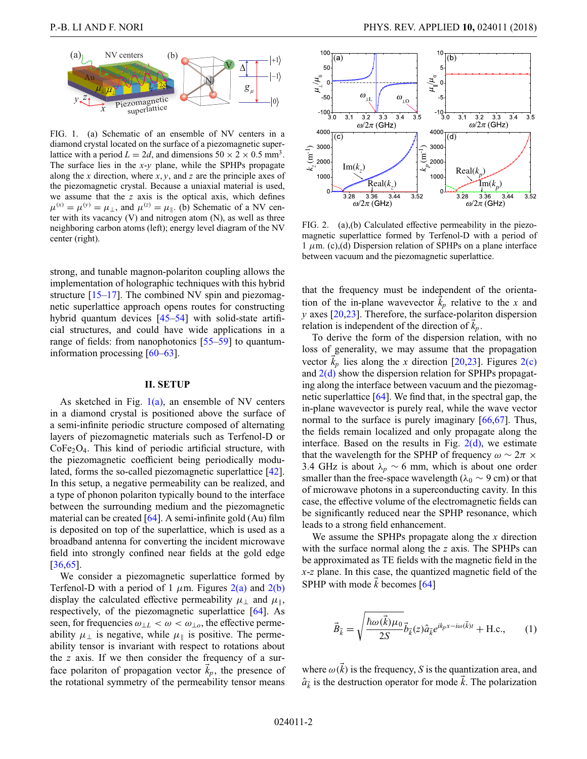FIG. 1. (a) Schematic of an ensemble of NV centers in a diamond crystal located on the surface of a piezomagnetic superlattice with a period $L = 2d$, and dimensions $50 \times 2 \times 0.5$ mm$^3$. The surface lies in the $x$-$y$ plane, while the SPHPs propagate along the $x$ direction, where $x, y$, and $z$ are the principle axes of the piezomagnetic crystal. Because a uniaxial material is used, we assume that the $z$ axis is the optical axis, which defines $\mu^{(x)} = \mu^{(y)} = \mu_\perp$, and $\mu^{(z)} = \mu_\parallel$. (b) Schematic of a NV center with its vacancy (V) and nitrogen atom (N), as well as three neighboring carbon atoms (left); energy level diagram of the NV center (right).

strong, and tunable magnon-polariton coupling allows the implementation of holographic techniques with this hybrid structure [15–17]. The combined NV spin and piezomagnetic superlattice approach opens routes for constructing hybrid quantum devices [45–54] with solid-state artificial structures, and could have wide applications in a range of fields: from nanophotonics [55–59] to quantum-information processing [60–63].

## II. SETUP

As sketched in Fig. 1(a), an ensemble of NV centers in a diamond crystal is positioned above the surface of a semi-infinite periodic structure composed of alternating layers of piezomagnetic materials such as Terfenol-D or $CoFe_2O_4$. This kind of periodic artificial structure, with the piezomagnetic coefficient being periodically modulated, forms the so-called piezomagnetic superlattice [42]. In this setup, a negative permeability can be realized, and a type of phonon polariton typically bound to the interface between the surrounding medium and the piezomagnetic material can be created [64]. A semi-infinite gold (Au) film is deposited on top of the superlattice, which is used as a broadband antenna for converting the incident microwave field into strongly confined near fields at the gold edge [36,65].

We consider a piezomagnetic superlattice formed by Terfenol-D with a period of 1 $\mu$m. Figures 2(a) and 2(b) display the calculated effective permeability $\mu_\perp$ and $\mu_\parallel$, respectively, of the piezomagnetic superlattice [64]. As seen, for frequencies $\omega_{\perp L} < \omega < \omega_{\perp o}$, the effective permeability $\mu_\perp$ is negative, while $\mu_\parallel$ is positive. The permeability tensor is invariant with respect to rotations about the $z$ axis. If we then consider the frequency of a surface polariton of propagation vector $\vec{k}_p$, the presence of the rotational symmetry of the permeability tensor means

FIG. 2. (a),(b) Calculated effective permeability in the piezomagnetic superlattice formed by Terfenol-D with a period of 1 $\mu$m. (c),(d) Dispersion relation of SPHPs on a plane interface between vacuum and the piezomagnetic superlattice.

that the frequency must be independent of the orientation of the in-plane wavevector $\vec{k}_p$ relative to the $x$ and $y$ axes [20,23]. Therefore, the surface-polariton dispersion relation is independent of the direction of $\vec{k}_p$.

To derive the form of the dispersion relation, with no loss of generality, we may assume that the propagation vector $\vec{k}_p$ lies along the $x$ direction [20,23]. Figures 2(c) and 2(d) show the dispersion relation for SPHPs propagating along the interface between vacuum and the piezomagnetic superlattice [64]. We find that, in the spectral gap, the in-plane wavevector is purely real, while the wave vector normal to the surface is purely imaginary [66,67]. Thus, the fields remain localized and only propagate along the interface. Based on the results in Fig. 2(d), we estimate that the wavelength for the SPHP of frequency $\omega \sim 2\pi \times 3.4$ GHz is about $\lambda_p \sim 6$ mm, which is about one order smaller than the free-space wavelength ($\lambda_0 \sim 9$ cm) or that of microwave photons in a superconducting cavity. In this case, the effective volume of the electromagnetic fields can be significantly reduced near the SPHP resonance, which leads to a strong field enhancement.

We assume the SPHPs propagate along the $x$ direction with the surface normal along the $z$ axis. The SPHPs can be approximated as TE fields with the magnetic field in the $x$-$z$ plane. In this case, the quantized magnetic field of the SPHP with mode $\vec{k}$ becomes [64]

$$\vec{B}_{\vec{k}} = \sqrt{\frac{\hbar\omega(\vec{k})\mu_0}{2S}}\vec{b}_{\vec{k}}(z)\hat{a}_{\vec{k}}e^{ik_p x - i\omega(\vec{k})t} + \text{H.c.}, \tag{1}$$

where $\omega(\vec{k})$ is the frequency, $S$ is the quantization area, and $\hat{a}_{\vec{k}}$ is the destruction operator for mode $\vec{k}$. The polarization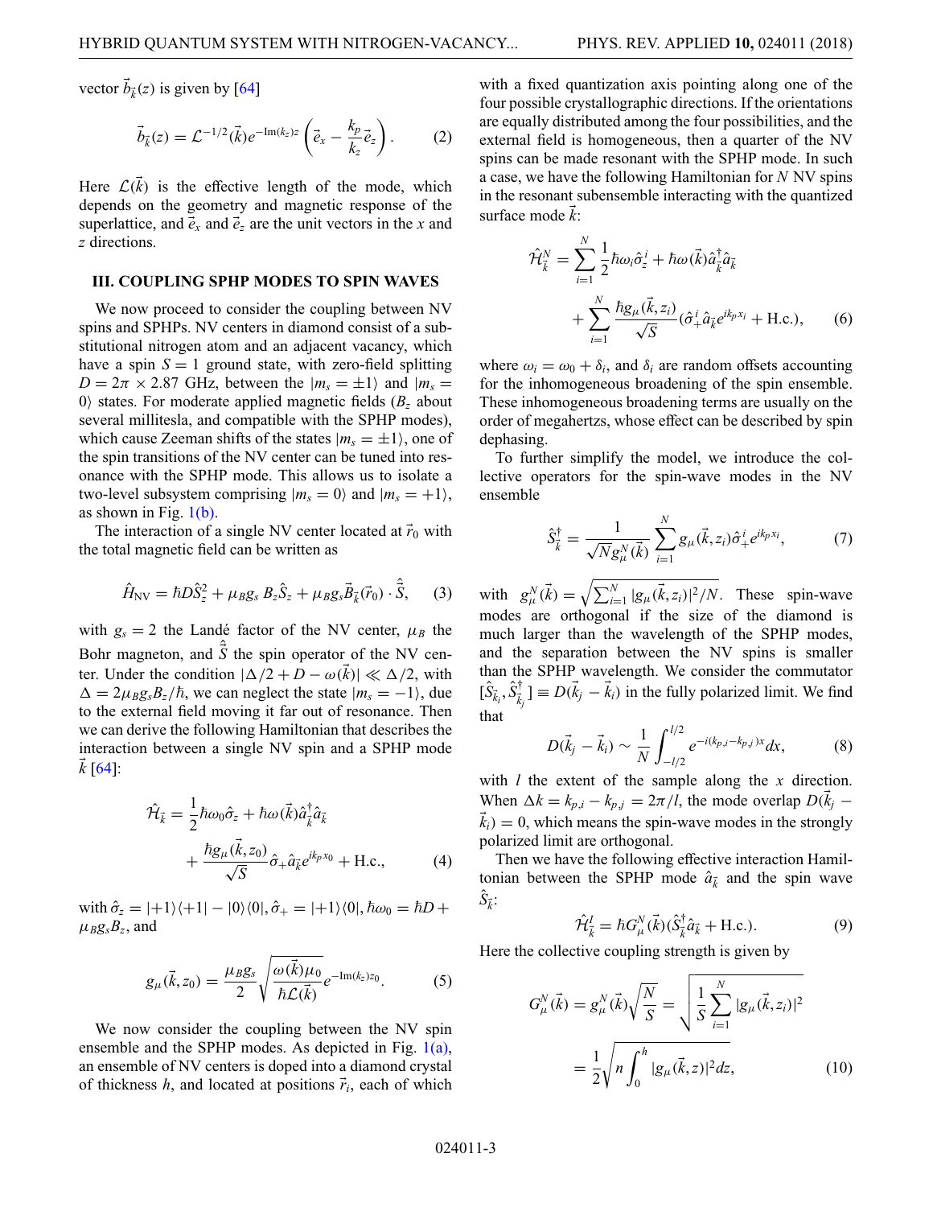vector $\vec{b}_{\vec{k}}(z)$ is given by [64]

$$\vec{b}_{\vec{k}}(z) = \mathcal{L}^{-1/2}(\vec{k}) e^{-\mathrm{Im}(k_z)z} \left( \vec{e}_x - \frac{k_p}{k_z} \vec{e}_z \right). \quad (2)$$

Here $\mathcal{L}(\vec{k})$ is the effective length of the mode, which depends on the geometry and magnetic response of the superlattice, and $\vec{e}_x$ and $\vec{e}_z$ are the unit vectors in the $x$ and $z$ directions.

### III. COUPLING SPHP MODES TO SPIN WAVES

We now proceed to consider the coupling between NV spins and SPHPs. NV centers in diamond consist of a substitutional nitrogen atom and an adjacent vacancy, which have a spin $S = 1$ ground state, with zero-field splitting $D = 2\pi \times 2.87$ GHz, between the $|m_s = \pm 1\rangle$ and $|m_s = 0\rangle$ states. For moderate applied magnetic fields ($B_z$ about several millitesla, and compatible with the SPHP modes), which cause Zeeman shifts of the states $|m_s = \pm 1\rangle$, one of the spin transitions of the NV center can be tuned into resonance with the SPHP mode. This allows us to isolate a two-level subsystem comprising $|m_s = 0\rangle$ and $|m_s = +1\rangle$, as shown in Fig. 1(b).

The interaction of a single NV center located at $\vec{r}_0$ with the total magnetic field can be written as

$$\hat{H}_{\mathrm{NV}} = \hbar D \hat{S}_z^2 + \mu_B g_s B_z \hat{S}_z + \mu_B g_s \vec{B}_{\vec{k}}(\vec{r}_0) \cdot \hat{\vec{S}}, \quad (3)$$

with $g_s = 2$ the Landé factor of the NV center, $\mu_B$ the Bohr magneton, and $\hat{\vec{S}}$ the spin operator of the NV center. Under the condition $|\Delta/2 + D - \omega(\vec{k})| \ll \Delta/2$, with $\Delta = 2\mu_B g_s B_z/\hbar$, we can neglect the state $|m_s = -1\rangle$, due to the external field moving it far out of resonance. Then we can derive the following Hamiltonian that describes the interaction between a single NV spin and a SPHP mode $\vec{k}$ [64]:

$$\hat{\mathcal{H}}_{\vec{k}} = \frac{1}{2}\hbar\omega_0 \hat{\sigma}_z + \hbar\omega(\vec{k}) \hat{a}_{\vec{k}}^\dagger \hat{a}_{\vec{k}} + \frac{\hbar g_\mu(\vec{k}, z_0)}{\sqrt{S}} \hat{\sigma}_+ \hat{a}_{\vec{k}} e^{ik_p x_0} + \mathrm{H.c.}, \quad (4)$$

with $\hat{\sigma}_z = |+1\rangle\langle +1| - |0\rangle\langle 0|$, $\hat{\sigma}_+ = |+1\rangle\langle 0|$, $\hbar\omega_0 = \hbar D + \mu_B g_s B_z$, and

$$g_\mu(\vec{k}, z_0) = \frac{\mu_B g_s}{2} \sqrt{\frac{\omega(\vec{k})\mu_0}{\hbar \mathcal{L}(\vec{k})}} e^{-\mathrm{Im}(k_z)z_0}. \quad (5)$$

We now consider the coupling between the NV spin ensemble and the SPHP modes. As depicted in Fig. 1(a), an ensemble of NV centers is doped into a diamond crystal of thickness $h$, and located at positions $\vec{r}_i$, each of which with a fixed quantization axis pointing along one of the four possible crystallographic directions. If the orientations are equally distributed among the four possibilities, and the external field is homogeneous, then a quarter of the NV spins can be made resonant with the SPHP mode. In such a case, we have the following Hamiltonian for $N$ NV spins in the resonant subensemble interacting with the quantized surface mode $\vec{k}$:

$$\hat{\mathcal{H}}_{\vec{k}}^N = \sum_{i=1}^N \frac{1}{2}\hbar\omega_i \hat{\sigma}_z^i + \hbar\omega(\vec{k}) \hat{a}_{\vec{k}}^\dagger \hat{a}_{\vec{k}} + \sum_{i=1}^N \frac{\hbar g_\mu(\vec{k}, z_i)}{\sqrt{S}} (\hat{\sigma}_+^i \hat{a}_{\vec{k}} e^{ik_p x_i} + \mathrm{H.c.}), \quad (6)$$

where $\omega_i = \omega_0 + \delta_i$, and $\delta_i$ are random offsets accounting for the inhomogeneous broadening of the spin ensemble. These inhomogeneous broadening terms are usually on the order of megahertzs, whose effect can be described by spin dephasing.

To further simplify the model, we introduce the collective operators for the spin-wave modes in the NV ensemble

$$\hat{S}_{\vec{k}}^\dagger = \frac{1}{\sqrt{N} g_\mu^N(\vec{k})} \sum_{i=1}^N g_\mu(\vec{k}, z_i) \hat{\sigma}_+^i e^{ik_p x_i}, \quad (7)$$

with $g_\mu^N(\vec{k}) = \sqrt{\sum_{i=1}^N |g_\mu(\vec{k}, z_i)|^2/N}$. These spin-wave modes are orthogonal if the size of the diamond is much larger than the wavelength of the SPHP modes, and the separation between the NV spins is smaller than the SPHP wavelength. We consider the commutator $[\hat{S}_{\vec{k}_i}, \hat{S}_{\vec{k}_j}^\dagger] \equiv D(\vec{k}_j - \vec{k}_i)$ in the fully polarized limit. We find that

$$D(\vec{k}_j - \vec{k}_i) \sim \frac{1}{N} \int_{-l/2}^{l/2} e^{-i(k_{p,i} - k_{p,j})x} dx, \quad (8)$$

with $l$ the extent of the sample along the $x$ direction. When $\Delta k = k_{p,i} - k_{p,j} = 2\pi/l$, the mode overlap $D(\vec{k}_j - \vec{k}_i) = 0$, which means the spin-wave modes in the strongly polarized limit are orthogonal.

Then we have the following effective interaction Hamiltonian between the SPHP mode $\hat{a}_{\vec{k}}$ and the spin wave $\hat{S}_{\vec{k}}$:

$$\hat{\mathcal{H}}_{\vec{k}}^I = \hbar G_\mu^N(\vec{k}) (\hat{S}_{\vec{k}}^\dagger \hat{a}_{\vec{k}} + \mathrm{H.c.}). \quad (9)$$

Here the collective coupling strength is given by

$$G_\mu^N(\vec{k}) = g_\mu^N(\vec{k}) \sqrt{\frac{N}{S}} = \sqrt{\frac{1}{S} \sum_{i=1}^N |g_\mu(\vec{k}, z_i)|^2} = \frac{1}{2} \sqrt{n \int_0^h |g_\mu(\vec{k}, z)|^2 dz}, \quad (10)$$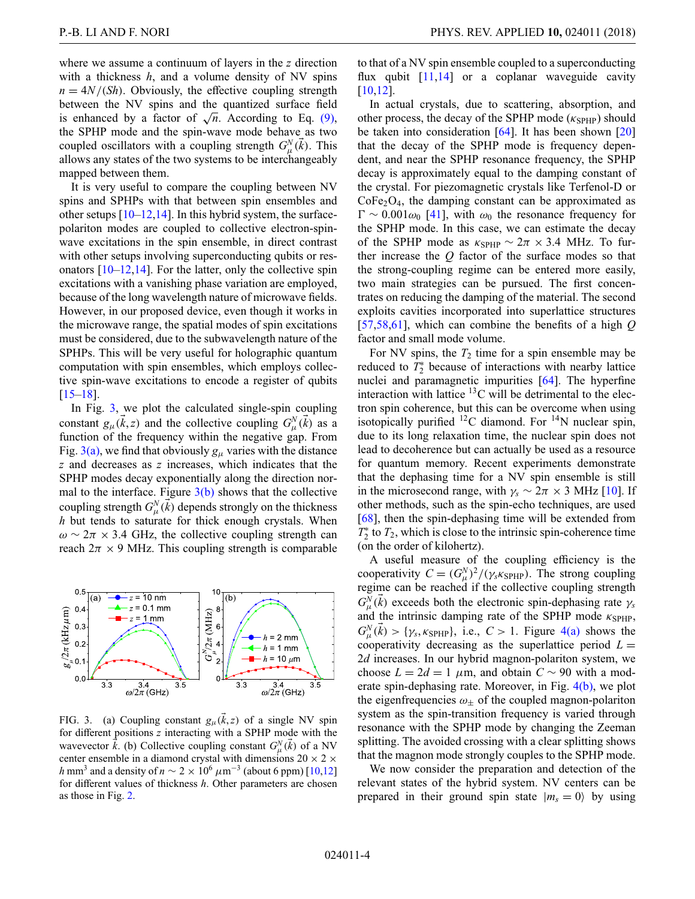where we assume a continuum of layers in the $z$ direction with a thickness $h$, and a volume density of NV spins $n = 4N/(Sh)$. Obviously, the effective coupling strength between the NV spins and the quantized surface field is enhanced by a factor of $\sqrt{n}$. According to Eq. (9), the SPHP mode and the spin-wave mode behave as two coupled oscillators with a coupling strength $G_{\mu}^{N}(\vec{k})$. This allows any states of the two systems to be interchangeably mapped between them.

It is very useful to compare the coupling between NV spins and SPHPs with that between spin ensembles and other setups [10–12,14]. In this hybrid system, the surface-polariton modes are coupled to collective electron-spin-wave excitations in the spin ensemble, in direct contrast with other setups involving superconducting qubits or resonators [10–12,14]. For the latter, only the collective spin excitations with a vanishing phase variation are employed, because of the long wavelength nature of microwave fields. However, in our proposed device, even though it works in the microwave range, the spatial modes of spin excitations must be considered, due to the subwavelength nature of the SPHPs. This will be very useful for holographic quantum computation with spin ensembles, which employs collective spin-wave excitations to encode a register of qubits [15–18].

In Fig. 3, we plot the calculated single-spin coupling constant $g_{\mu}(\vec{k}, z)$ and the collective coupling $G_{\mu}^{N}(\vec{k})$ as a function of the frequency within the negative gap. From Fig. 3(a), we find that obviously $g_{\mu}$ varies with the distance $z$ and decreases as $z$ increases, which indicates that the SPHP modes decay exponentially along the direction normal to the interface. Figure 3(b) shows that the collective coupling strength $G_{\mu}^{N}(\vec{k})$ depends strongly on the thickness $h$ but tends to saturate for thick enough crystals. When $\omega \sim 2\pi \times 3.4$ GHz, the collective coupling strength can reach $2\pi \times 9$ MHz. This coupling strength is comparable to that of a NV spin ensemble coupled to a superconducting flux qubit [11,14] or a coplanar waveguide cavity [10,12].

FIG. 3. (a) Coupling constant $g_{\mu}(\vec{k}, z)$ of a single NV spin for different positions $z$ interacting with a SPHP mode with the wavevector $\vec{k}$. (b) Collective coupling constant $G_{\mu}^{N}(\vec{k})$ of a NV center ensemble in a diamond crystal with dimensions $20 \times 2 \times h$ mm$^3$ and a density of $n \sim 2 \times 10^6$ $\mu$m$^{-3}$ (about 6 ppm) [10,12] for different values of thickness $h$. Other parameters are chosen as those in Fig. 2.

In actual crystals, due to scattering, absorption, and other process, the decay of the SPHP mode ($\kappa_{\text{SPHP}}$) should be taken into consideration [64]. It has been shown [20] that the decay of the SPHP mode is frequency dependent, and near the SPHP resonance frequency, the SPHP decay is approximately equal to the damping constant of the crystal. For piezomagnetic crystals like Terfenol-D or $\text{CoFe}_2\text{O}_4$, the damping constant can be approximated as $\Gamma \sim 0.001\omega_0$ [41], with $\omega_0$ the resonance frequency for the SPHP mode. In this case, we can estimate the decay of the SPHP mode as $\kappa_{\text{SPHP}} \sim 2\pi \times 3.4$ MHz. To further increase the $Q$ factor of the surface modes so that the strong-coupling regime can be entered more easily, two main strategies can be pursued. The first concentrates on reducing the damping of the material. The second exploits cavities incorporated into superlattice structures [57,58,61], which can combine the benefits of a high $Q$ factor and small mode volume.

For NV spins, the $T_2$ time for a spin ensemble may be reduced to $T_2^*$ because of interactions with nearby lattice nuclei and paramagnetic impurities [64]. The hyperfine interaction with lattice $^{13}$C will be detrimental to the electron spin coherence, but this can be overcome when using isotopically purified $^{12}$C diamond. For $^{14}$N nuclear spin, due to its long relaxation time, the nuclear spin does not lead to decoherence but can actually be used as a resource for quantum memory. Recent experiments demonstrate that the dephasing time for a NV spin ensemble is still in the microsecond range, with $\gamma_s \sim 2\pi \times 3$ MHz [10]. If other methods, such as the spin-echo techniques, are used [68], then the spin-dephasing time will be extended from $T_2^*$ to $T_2$, which is close to the intrinsic spin-coherence time (on the order of kilohertz).

A useful measure of the coupling efficiency is the cooperativity $C = (G_{\mu}^{N})^2/(\gamma_s \kappa_{\text{SPHP}})$. The strong coupling regime can be reached if the collective coupling strength $G_{\mu}^{N}(\vec{k})$ exceeds both the electronic spin-dephasing rate $\gamma_s$ and the intrinsic damping rate of the SPHP mode $\kappa_{\text{SPHP}}$, $G_{\mu}^{N}(\vec{k}) > \{\gamma_s, \kappa_{\text{SPHP}}\}$, i.e., $C > 1$. Figure 4(a) shows the cooperativity decreasing as the superlattice period $L = 2d$ increases. In our hybrid magnon-polariton system, we choose $L = 2d = 1$ $\mu$m, and obtain $C \sim 90$ with a moderate spin-dephasing rate. Moreover, in Fig. 4(b), we plot the eigenfrequencies $\omega_{\pm}$ of the coupled magnon-polariton system as the spin-transition frequency is varied through resonance with the SPHP mode by changing the Zeeman splitting. The avoided crossing with a clear splitting shows that the magnon mode strongly couples to the SPHP mode.

We now consider the preparation and detection of the relevant states of the hybrid system. NV centers can be prepared in their ground spin state $|m_s = 0\rangle$ by using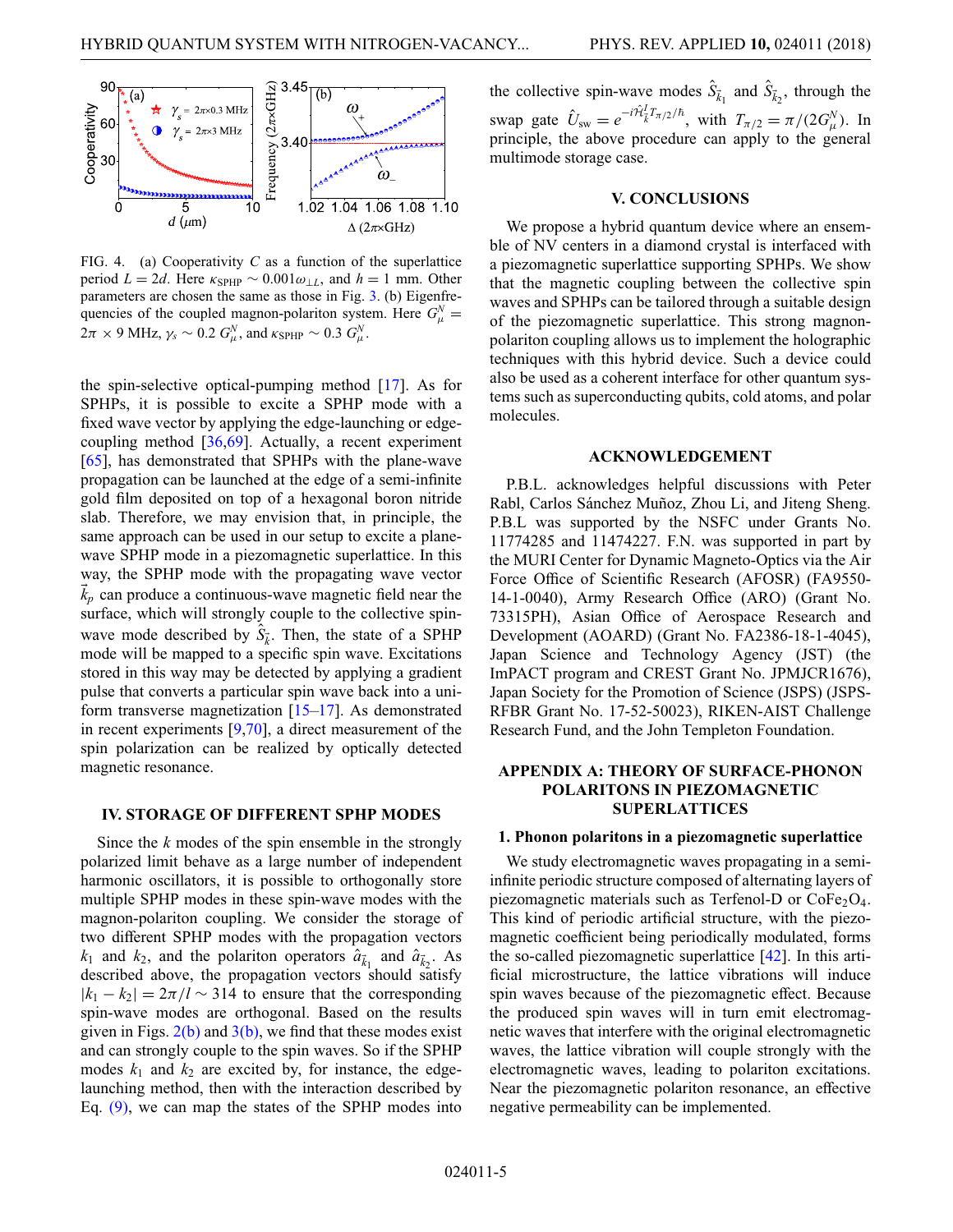FIG. 4. (a) Cooperativity $C$ as a function of the superlattice period $L = 2d$. Here $\kappa_{\text{SPHP}} \sim 0.001\omega_{\perp L}$, and $h = 1$ mm. Other parameters are chosen the same as those in Fig. 3. (b) Eigenfrequencies of the coupled magnon-polariton system. Here $G_\mu^N = 2\pi \times 9$ MHz, $\gamma_s \sim 0.2\, G_\mu^N$, and $\kappa_{\text{SPHP}} \sim 0.3\, G_\mu^N$.

the spin-selective optical-pumping method [17]. As for SPHPs, it is possible to excite a SPHP mode with a fixed wave vector by applying the edge-launching or edge-coupling method [36,69]. Actually, a recent experiment [65], has demonstrated that SPHPs with the plane-wave propagation can be launched at the edge of a semi-infinite gold film deposited on top of a hexagonal boron nitride slab. Therefore, we may envision that, in principle, the same approach can be used in our setup to excite a plane-wave SPHP mode in a piezomagnetic superlattice. In this way, the SPHP mode with the propagating wave vector $\vec{k}_p$ can produce a continuous-wave magnetic field near the surface, which will strongly couple to the collective spin-wave mode described by $\hat{S}_{\vec{k}}$. Then, the state of a SPHP mode will be mapped to a specific spin wave. Excitations stored in this way may be detected by applying a gradient pulse that converts a particular spin wave back into a uniform transverse magnetization [15–17]. As demonstrated in recent experiments [9,70], a direct measurement of the spin polarization can be realized by optically detected magnetic resonance.

## IV. STORAGE OF DIFFERENT SPHP MODES

Since the $k$ modes of the spin ensemble in the strongly polarized limit behave as a large number of independent harmonic oscillators, it is possible to orthogonally store multiple SPHP modes in these spin-wave modes with the magnon-polariton coupling. We consider the storage of two different SPHP modes with the propagation vectors $k_1$ and $k_2$, and the polariton operators $\hat{a}_{\vec{k}_1}$ and $\hat{a}_{\vec{k}_2}$. As described above, the propagation vectors should satisfy $|k_1 - k_2| = 2\pi/l \sim 314$ to ensure that the corresponding spin-wave modes are orthogonal. Based on the results given in Figs. 2(b) and 3(b), we find that these modes exist and can strongly couple to the spin waves. So if the SPHP modes $k_1$ and $k_2$ are excited by, for instance, the edge-launching method, then with the interaction described by Eq. (9), we can map the states of the SPHP modes into the collective spin-wave modes $\hat{S}_{\vec{k}_1}$ and $\hat{S}_{\vec{k}_2}$, through the swap gate $\hat{U}_{\text{sw}} = e^{-i\hat{\mathcal{H}}_{\vec{k}}^{I} T_{\pi/2}/\hbar}$, with $T_{\pi/2} = \pi/(2G_\mu^N)$. In principle, the above procedure can apply to the general multimode storage case.

## V. CONCLUSIONS

We propose a hybrid quantum device where an ensemble of NV centers in a diamond crystal is interfaced with a piezomagnetic superlattice supporting SPHPs. We show that the magnetic coupling between the collective spin waves and SPHPs can be tailored through a suitable design of the piezomagnetic superlattice. This strong magnon-polariton coupling allows us to implement the holographic techniques with this hybrid device. Such a device could also be used as a coherent interface for other quantum systems such as superconducting qubits, cold atoms, and polar molecules.

## ACKNOWLEDGEMENT

P.B.L. acknowledges helpful discussions with Peter Rabl, Carlos Sánchez Muñoz, Zhou Li, and Jiteng Sheng. P.B.L was supported by the NSFC under Grants No. 11774285 and 11474227. F.N. was supported in part by the MURI Center for Dynamic Magneto-Optics via the Air Force Office of Scientific Research (AFOSR) (FA9550-14-1-0040), Army Research Office (ARO) (Grant No. 73315PH), Asian Office of Aerospace Research and Development (AOARD) (Grant No. FA2386-18-1-4045), Japan Science and Technology Agency (JST) (the ImPACT program and CREST Grant No. JPMJCR1676), Japan Society for the Promotion of Science (JSPS) (JSPS-RFBR Grant No. 17-52-50023), RIKEN-AIST Challenge Research Fund, and the John Templeton Foundation.

## APPENDIX A: THEORY OF SURFACE-PHONON POLARITONS IN PIEZOMAGNETIC SUPERLATTICES

### 1. Phonon polaritons in a piezomagnetic superlattice

We study electromagnetic waves propagating in a semi-infinite periodic structure composed of alternating layers of piezomagnetic materials such as Terfenol-D or $CoFe_2O_4$. This kind of periodic artificial structure, with the piezomagnetic coefficient being periodically modulated, forms the so-called piezomagnetic superlattice [42]. In this artificial microstructure, the lattice vibrations will induce spin waves because of the piezomagnetic effect. Because the produced spin waves will in turn emit electromagnetic waves that interfere with the original electromagnetic waves, the lattice vibration will couple strongly with the electromagnetic waves, leading to polariton excitations. Near the piezomagnetic polariton resonance, an effective negative permeability can be implemented.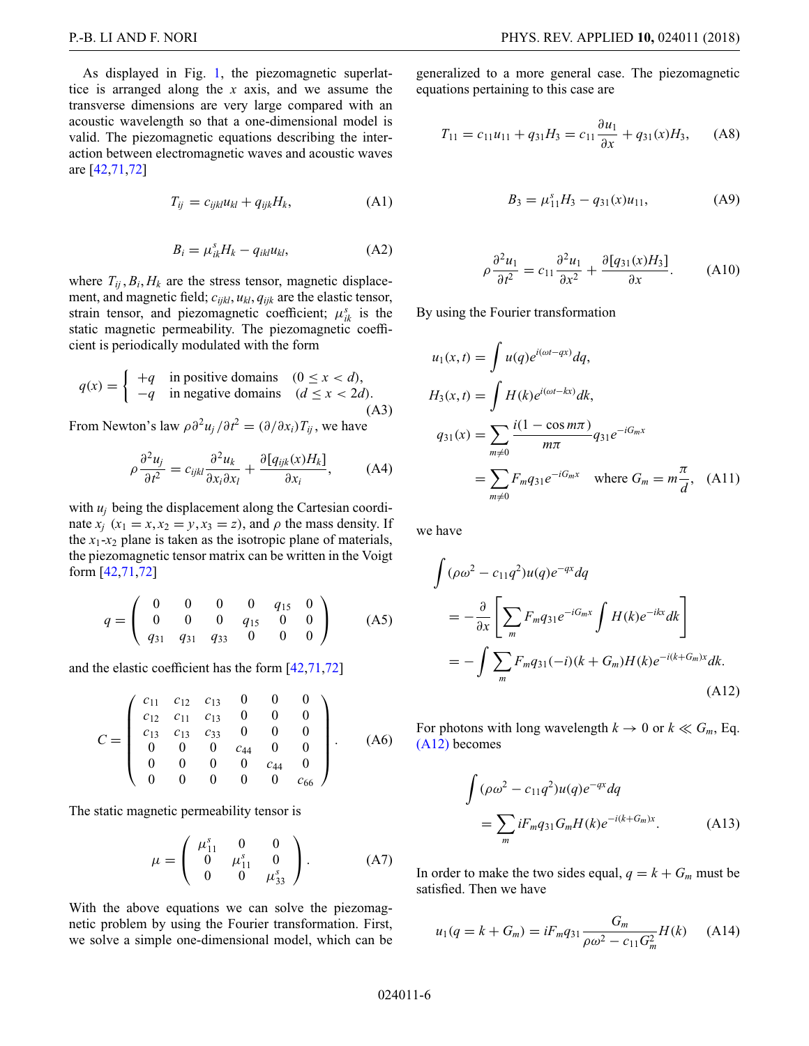As displayed in Fig. 1, the piezomagnetic superlattice is arranged along the $x$ axis, and we assume the transverse dimensions are very large compared with an acoustic wavelength so that a one-dimensional model is valid. The piezomagnetic equations describing the interaction between electromagnetic waves and acoustic waves are [42,71,72]

$$T_{ij} = c_{ijkl}u_{kl} + q_{ijk}H_k, \tag{A1}$$

$$B_i = \mu^s_{ik}H_k - q_{ikl}u_{kl}, \tag{A2}$$

where $T_{ij}, B_i, H_k$ are the stress tensor, magnetic displacement, and magnetic field; $c_{ijkl}, u_{kl}, q_{ijk}$ are the elastic tensor, strain tensor, and piezomagnetic coefficient; $\mu^s_{ik}$ is the static magnetic permeability. The piezomagnetic coefficient is periodically modulated with the form

$$q(x) = \begin{cases} +q & \text{in positive domains} \quad (0 \le x < d), \\ -q & \text{in negative domains} \quad (d \le x < 2d). \end{cases} \tag{A3}$$

From Newton's law $\rho \partial^2 u_j/\partial t^2 = (\partial/\partial x_i)T_{ij}$, we have

$$\rho \frac{\partial^2 u_j}{\partial t^2} = c_{ijkl}\frac{\partial^2 u_k}{\partial x_i \partial x_l} + \frac{\partial[q_{ijk}(x)H_k]}{\partial x_i}, \tag{A4}$$

with $u_j$ being the displacement along the Cartesian coordinate $x_j$ ($x_1 = x, x_2 = y, x_3 = z$), and $\rho$ the mass density. If the $x_1$-$x_2$ plane is taken as the isotropic plane of materials, the piezomagnetic tensor matrix can be written in the Voigt form [42,71,72]

$$q = \begin{pmatrix} 0 & 0 & 0 & 0 & q_{15} & 0 \\ 0 & 0 & 0 & q_{15} & 0 & 0 \\ q_{31} & q_{31} & q_{33} & 0 & 0 & 0 \end{pmatrix} \tag{A5}$$

and the elastic coefficient has the form [42,71,72]

$$C = \begin{pmatrix} c_{11} & c_{12} & c_{13} & 0 & 0 & 0 \\ c_{12} & c_{11} & c_{13} & 0 & 0 & 0 \\ c_{13} & c_{13} & c_{33} & 0 & 0 & 0 \\ 0 & 0 & 0 & c_{44} & 0 & 0 \\ 0 & 0 & 0 & 0 & c_{44} & 0 \\ 0 & 0 & 0 & 0 & 0 & c_{66} \end{pmatrix}. \tag{A6}$$

The static magnetic permeability tensor is

$$\mu = \begin{pmatrix} \mu^s_{11} & 0 & 0 \\ 0 & \mu^s_{11} & 0 \\ 0 & 0 & \mu^s_{33} \end{pmatrix}. \tag{A7}$$

With the above equations we can solve the piezomagnetic problem by using the Fourier transformation. First, we solve a simple one-dimensional model, which can be generalized to a more general case. The piezomagnetic equations pertaining to this case are

$$T_{11} = c_{11}u_{11} + q_{31}H_3 = c_{11}\frac{\partial u_1}{\partial x} + q_{31}(x)H_3, \tag{A8}$$

$$B_3 = \mu^s_{11}H_3 - q_{31}(x)u_{11}, \tag{A9}$$

$$\rho \frac{\partial^2 u_1}{\partial t^2} = c_{11}\frac{\partial^2 u_1}{\partial x^2} + \frac{\partial[q_{31}(x)H_3]}{\partial x}. \tag{A10}$$

By using the Fourier transformation

$$\begin{aligned} u_1(x,t) &= \int u(q)e^{i(\omega t - qx)}dq, \\ H_3(x,t) &= \int H(k)e^{i(\omega t - kx)}dk, \\ q_{31}(x) &= \sum_{m\neq 0} \frac{i(1-\cos m\pi)}{m\pi} q_{31} e^{-iG_m x} \\ &= \sum_{m\neq 0} F_m q_{31} e^{-iG_m x} \quad \text{where } G_m = m\frac{\pi}{d}, \end{aligned} \tag{A11}$$

we have

$$\begin{aligned} &\int (\rho\omega^2 - c_{11}q^2)u(q)e^{-qx}dq \\ &= -\frac{\partial}{\partial x}\left[\sum_m F_m q_{31}e^{-iG_m x}\int H(k)e^{-ikx}dk\right] \\ &= -\int \sum_m F_m q_{31}(-i)(k+G_m)H(k)e^{-i(k+G_m)x}dk. \end{aligned} \tag{A12}$$

For photons with long wavelength $k \to 0$ or $k \ll G_m$, Eq. (A12) becomes

$$\begin{aligned} &\int (\rho\omega^2 - c_{11}q^2)u(q)e^{-qx}dq \\ &= \sum_m iF_m q_{31}G_m H(k)e^{-i(k+G_m)x}. \end{aligned} \tag{A13}$$

In order to make the two sides equal, $q = k + G_m$ must be satisfied. Then we have

$$u_1(q = k + G_m) = iF_m q_{31}\frac{G_m}{\rho\omega^2 - c_{11}G_m^2}H(k) \tag{A14}$$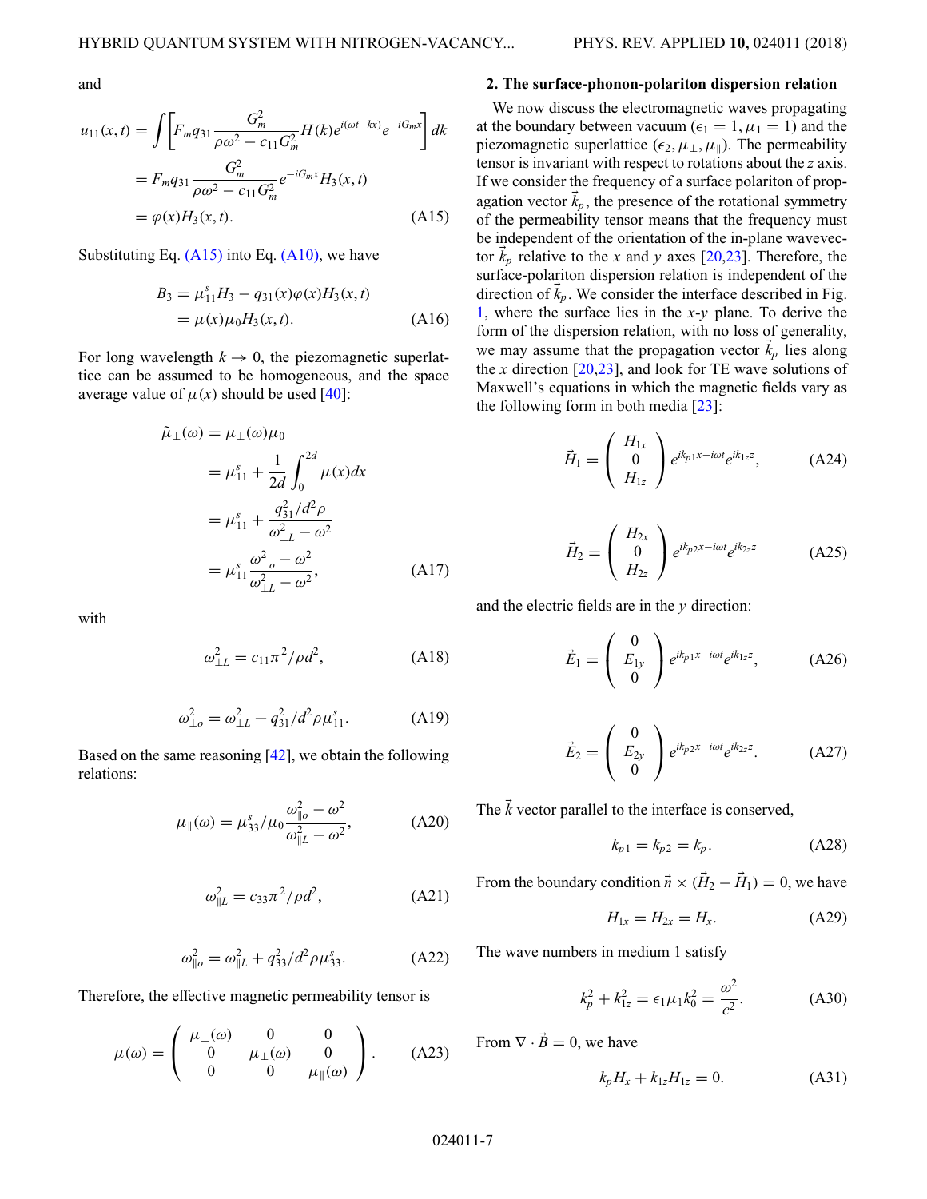and

$$
\begin{aligned}
u_{11}(x,t) &= \int \left[ F_m q_{31} \frac{G_m^2}{\rho\omega^2 - c_{11}G_m^2} H(k) e^{i(\omega t - kx)} e^{-iG_m x} \right] dk \\
&= F_m q_{31} \frac{G_m^2}{\rho\omega^2 - c_{11}G_m^2} e^{-iG_m x} H_3(x,t) \\
&= \varphi(x) H_3(x,t). \qquad \text{(A15)}
\end{aligned}
$$

Substituting Eq. (A15) into Eq. (A10), we have

$$
\begin{aligned}
B_3 &= \mu_{11}^s H_3 - q_{31}(x)\varphi(x) H_3(x,t) \\
&= \mu(x)\mu_0 H_3(x,t). \qquad \text{(A16)}
\end{aligned}
$$

For long wavelength $k \to 0$, the piezomagnetic superlattice can be assumed to be homogeneous, and the space average value of $\mu(x)$ should be used [40]:

$$
\begin{aligned}
\tilde{\mu}_\perp(\omega) &= \mu_\perp(\omega)\mu_0 \\
&= \mu_{11}^s + \frac{1}{2d}\int_0^{2d} \mu(x) dx \\
&= \mu_{11}^s + \frac{q_{31}^2/d^2\rho}{\omega_{\perp L}^2 - \omega^2} \\
&= \mu_{11}^s \frac{\omega_{\perp o}^2 - \omega^2}{\omega_{\perp L}^2 - \omega^2}, \qquad \text{(A17)}
\end{aligned}
$$

with

$$
\omega_{\perp L}^2 = c_{11}\pi^2/\rho d^2, \qquad \text{(A18)}
$$

$$
\omega_{\perp o}^2 = \omega_{\perp L}^2 + q_{31}^2/d^2\rho\mu_{11}^s. \qquad \text{(A19)}
$$

Based on the same reasoning [42], we obtain the following relations:

$$
\mu_\parallel(\omega) = \mu_{33}^s/\mu_0 \frac{\omega_{\parallel o}^2 - \omega^2}{\omega_{\parallel L}^2 - \omega^2}, \qquad \text{(A20)}
$$

$$
\omega_{\parallel L}^2 = c_{33}\pi^2/\rho d^2, \qquad \text{(A21)}
$$

$$
\omega_{\parallel o}^2 = \omega_{\parallel L}^2 + q_{33}^2/d^2\rho\mu_{33}^s. \qquad \text{(A22)}
$$

Therefore, the effective magnetic permeability tensor is

$$
\mu(\omega) = \begin{pmatrix} \mu_\perp(\omega) & 0 & 0 \\ 0 & \mu_\perp(\omega) & 0 \\ 0 & 0 & \mu_\parallel(\omega) \end{pmatrix}. \qquad \text{(A23)}
$$

### 2. The surface-phonon-polariton dispersion relation

We now discuss the electromagnetic waves propagating at the boundary between vacuum ($\epsilon_1 = 1, \mu_1 = 1$) and the piezomagnetic superlattice ($\epsilon_2, \mu_\perp, \mu_\parallel$). The permeability tensor is invariant with respect to rotations about the $z$ axis. If we consider the frequency of a surface polariton of propagation vector $\vec{k}_p$, the presence of the rotational symmetry of the permeability tensor means that the frequency must be independent of the orientation of the in-plane wavevector $\vec{k}_p$ relative to the $x$ and $y$ axes [20,23]. Therefore, the surface-polariton dispersion relation is independent of the direction of $\vec{k}_p$. We consider the interface described in Fig. 1, where the surface lies in the $x$-$y$ plane. To derive the form of the dispersion relation, with no loss of generality, we may assume that the propagation vector $\vec{k}_p$ lies along the $x$ direction [20,23], and look for TE wave solutions of Maxwell's equations in which the magnetic fields vary as the following form in both media [23]:

$$
\vec{H}_1 = \begin{pmatrix} H_{1x} \\ 0 \\ H_{1z} \end{pmatrix} e^{ik_{p1}x - i\omega t} e^{ik_{1z}z}, \qquad \text{(A24)}
$$

$$
\vec{H}_2 = \begin{pmatrix} H_{2x} \\ 0 \\ H_{2z} \end{pmatrix} e^{ik_{p2}x - i\omega t} e^{ik_{2z}z} \qquad \text{(A25)}
$$

and the electric fields are in the $y$ direction:

$$
\vec{E}_1 = \begin{pmatrix} 0 \\ E_{1y} \\ 0 \end{pmatrix} e^{ik_{p1}x - i\omega t} e^{ik_{1z}z}, \qquad \text{(A26)}
$$

$$
\vec{E}_2 = \begin{pmatrix} 0 \\ E_{2y} \\ 0 \end{pmatrix} e^{ik_{p2}x - i\omega t} e^{ik_{2z}z}. \qquad \text{(A27)}
$$

The $\vec{k}$ vector parallel to the interface is conserved,

$$
k_{p1} = k_{p2} = k_p. \qquad \text{(A28)}
$$

From the boundary condition $\vec{n} \times (\vec{H}_2 - \vec{H}_1) = 0$, we have

$$
H_{1x} = H_{2x} = H_x. \qquad \text{(A29)}
$$

The wave numbers in medium 1 satisfy

$$
k_p^2 + k_{1z}^2 = \epsilon_1\mu_1 k_0^2 = \frac{\omega^2}{c^2}. \qquad \text{(A30)}
$$

From $\nabla \cdot \vec{B} = 0$, we have

$$
k_p H_x + k_{1z} H_{1z} = 0. \qquad \text{(A31)}
$$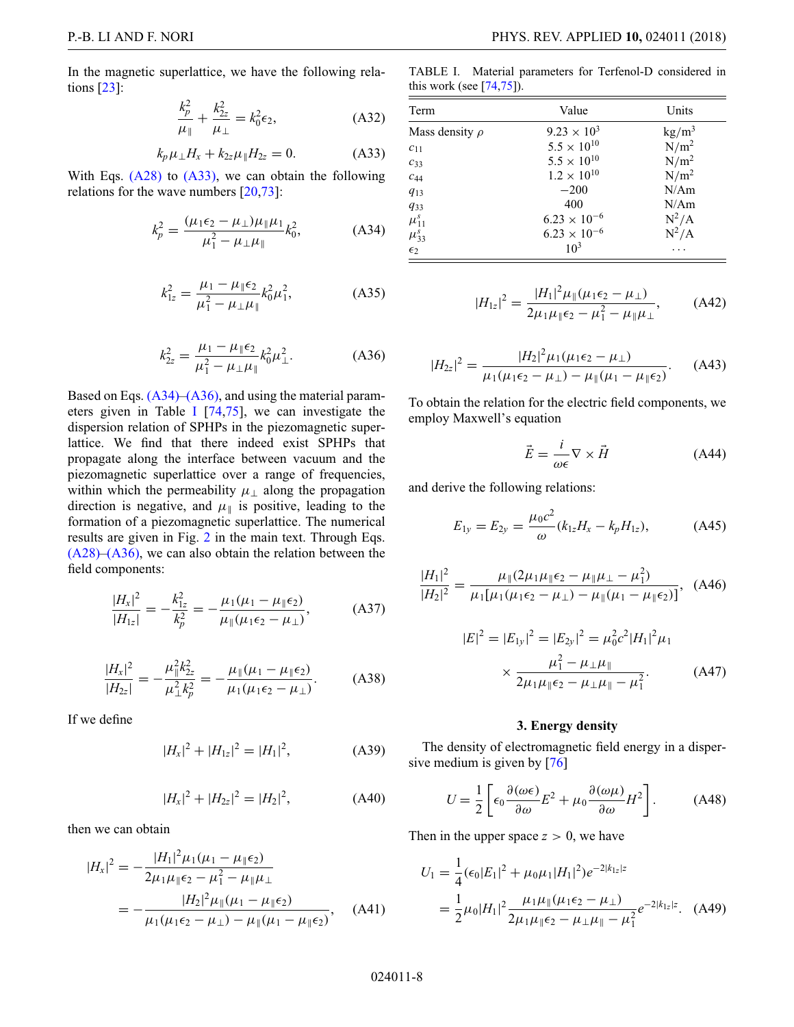In the magnetic superlattice, we have the following relations [23]:

$$\frac{k_p^2}{\mu_\parallel} + \frac{k_{2z}^2}{\mu_\perp} = k_0^2 \epsilon_2, \tag{A32}$$

$$k_p \mu_\perp H_x + k_{2z} \mu_\parallel H_{2z} = 0. \tag{A33}$$

With Eqs. (A28) to (A33), we can obtain the following relations for the wave numbers [20,73]:

$$k_p^2 = \frac{(\mu_1 \epsilon_2 - \mu_\perp)\mu_\parallel \mu_1}{\mu_1^2 - \mu_\perp \mu_\parallel} k_0^2, \tag{A34}$$

$$k_{1z}^2 = \frac{\mu_1 - \mu_\parallel \epsilon_2}{\mu_1^2 - \mu_\perp \mu_\parallel} k_0^2 \mu_1^2, \tag{A35}$$

$$k_{2z}^2 = \frac{\mu_1 - \mu_\parallel \epsilon_2}{\mu_1^2 - \mu_\perp \mu_\parallel} k_0^2 \mu_\perp^2. \tag{A36}$$

Based on Eqs. (A34)–(A36), and using the material parameters given in Table I [74,75], we can investigate the dispersion relation of SPHPs in the piezomagnetic superlattice. We find that there indeed exist SPHPs that propagate along the interface between vacuum and the piezomagnetic superlattice over a range of frequencies, within which the permeability $\mu_\perp$ along the propagation direction is negative, and $\mu_\parallel$ is positive, leading to the formation of a piezomagnetic superlattice. The numerical results are given in Fig. 2 in the main text. Through Eqs. (A28)–(A36), we can also obtain the relation between the field components:

$$\frac{|H_x|^2}{|H_{1z}|} = -\frac{k_{1z}^2}{k_p^2} = -\frac{\mu_1(\mu_1 - \mu_\parallel \epsilon_2)}{\mu_\parallel(\mu_1 \epsilon_2 - \mu_\perp)}, \tag{A37}$$

$$\frac{|H_x|^2}{|H_{2z}|} = -\frac{\mu_\parallel^2 k_{2z}^2}{\mu_\perp^2 k_p^2} = -\frac{\mu_\parallel(\mu_1 - \mu_\parallel \epsilon_2)}{\mu_1(\mu_1 \epsilon_2 - \mu_\perp)}. \tag{A38}$$

If we define

$$|H_x|^2 + |H_{1z}|^2 = |H_1|^2, \tag{A39}$$

$$|H_x|^2 + |H_{2z}|^2 = |H_2|^2, \tag{A40}$$

then we can obtain

$$\begin{aligned} |H_x|^2 &= -\frac{|H_1|^2 \mu_1(\mu_1 - \mu_\parallel \epsilon_2)}{2\mu_1 \mu_\parallel \epsilon_2 - \mu_1^2 - \mu_\parallel \mu_\perp} \\ &= -\frac{|H_2|^2 \mu_\parallel(\mu_1 - \mu_\parallel \epsilon_2)}{\mu_1(\mu_1 \epsilon_2 - \mu_\perp) - \mu_\parallel(\mu_1 - \mu_\parallel \epsilon_2)}, \end{aligned} \tag{A41}$$

TABLE I. Material parameters for Terfenol-D considered in this work (see [74,75]).

| Term | Value | Units |
|---|---|---|
| Mass density $\rho$ | $9.23 \times 10^3$ | kg/m$^3$ |
| $c_{11}$ | $5.5 \times 10^{10}$ | N/m$^2$ |
| $c_{33}$ | $5.5 \times 10^{10}$ | N/m$^2$ |
| $c_{44}$ | $1.2 \times 10^{10}$ | N/m$^2$ |
| $q_{13}$ | $-200$ | N/Am |
| $q_{33}$ | 400 | N/Am |
| $\mu_{11}^s$ | $6.23 \times 10^{-6}$ | N$^2$/A |
| $\mu_{33}^s$ | $6.23 \times 10^{-6}$ | N$^2$/A |
| $\epsilon_2$ | $10^3$ | $\cdots$ |

$$|H_{1z}|^2 = \frac{|H_1|^2 \mu_\parallel(\mu_1 \epsilon_2 - \mu_\perp)}{2\mu_1 \mu_\parallel \epsilon_2 - \mu_1^2 - \mu_\parallel \mu_\perp}, \tag{A42}$$

$$|H_{2z}|^2 = \frac{|H_2|^2 \mu_1(\mu_1 \epsilon_2 - \mu_\perp)}{\mu_1(\mu_1 \epsilon_2 - \mu_\perp) - \mu_\parallel(\mu_1 - \mu_\parallel \epsilon_2)}. \tag{A43}$$

To obtain the relation for the electric field components, we employ Maxwell's equation

$$\vec{E} = \frac{i}{\omega \epsilon} \nabla \times \vec{H} \tag{A44}$$

and derive the following relations:

$$E_{1y} = E_{2y} = \frac{\mu_0 c^2}{\omega}(k_{1z} H_x - k_p H_{1z}), \tag{A45}$$

$$\frac{|H_1|^2}{|H_2|^2} = \frac{\mu_\parallel(2\mu_1 \mu_\parallel \epsilon_2 - \mu_\parallel \mu_\perp - \mu_1^2)}{\mu_1[\mu_1(\mu_1 \epsilon_2 - \mu_\perp) - \mu_\parallel(\mu_1 - \mu_\parallel \epsilon_2)]}, \tag{A46}$$

$$\begin{aligned} |E|^2 = |E_{1y}|^2 = |E_{2y}|^2 &= \mu_0^2 c^2 |H_1|^2 \mu_1 \\ &\times \frac{\mu_1^2 - \mu_\perp \mu_\parallel}{2\mu_1 \mu_\parallel \epsilon_2 - \mu_\perp \mu_\parallel - \mu_1^2}. \end{aligned} \tag{A47}$$

### 3. Energy density

The density of electromagnetic field energy in a dispersive medium is given by [76]

$$U = \frac{1}{2}\left[\epsilon_0 \frac{\partial(\omega \epsilon)}{\partial \omega} E^2 + \mu_0 \frac{\partial(\omega \mu)}{\partial \omega} H^2\right]. \tag{A48}$$

Then in the upper space $z > 0$, we have

$$\begin{aligned} U_1 &= \frac{1}{4}(\epsilon_0 |E_1|^2 + \mu_0 \mu_1 |H_1|^2) e^{-2|k_{1z}|z} \\ &= \frac{1}{2}\mu_0 |H_1|^2 \frac{\mu_1 \mu_\parallel(\mu_1 \epsilon_2 - \mu_\perp)}{2\mu_1 \mu_\parallel \epsilon_2 - \mu_\perp \mu_\parallel - \mu_1^2} e^{-2|k_{1z}|z}. \end{aligned} \tag{A49}$$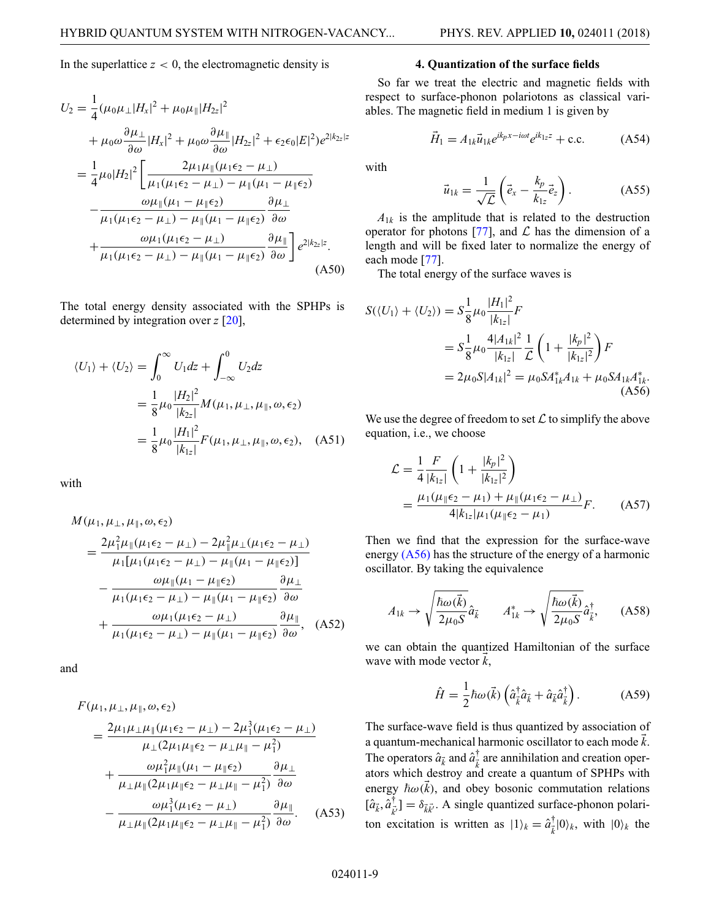In the superlattice $z < 0$, the electromagnetic density is

$$
\begin{aligned}
U_2 &= \frac{1}{4}(\mu_0\mu_\perp|H_x|^2 + \mu_0\mu_\parallel|H_{2z}|^2 \\
&\quad + \mu_0\omega\frac{\partial\mu_\perp}{\partial\omega}|H_x|^2 + \mu_0\omega\frac{\partial\mu_\parallel}{\partial\omega}|H_{2z}|^2 + \epsilon_2\epsilon_0|E|^2)e^{2|k_{2z}|z} \\
&= \frac{1}{4}\mu_0|H_2|^2\left[\frac{2\mu_1\mu_\parallel(\mu_1\epsilon_2 - \mu_\perp)}{\mu_1(\mu_1\epsilon_2 - \mu_\perp) - \mu_\parallel(\mu_1 - \mu_\parallel\epsilon_2)}\right. \\
&\quad - \frac{\omega\mu_\parallel(\mu_1 - \mu_\parallel\epsilon_2)}{\mu_1(\mu_1\epsilon_2 - \mu_\perp) - \mu_\parallel(\mu_1 - \mu_\parallel\epsilon_2)}\frac{\partial\mu_\perp}{\partial\omega} \\
&\quad \left.+ \frac{\omega\mu_1(\mu_1\epsilon_2 - \mu_\perp)}{\mu_1(\mu_1\epsilon_2 - \mu_\perp) - \mu_\parallel(\mu_1 - \mu_\parallel\epsilon_2)}\frac{\partial\mu_\parallel}{\partial\omega}\right]e^{2|k_{2z}|z}.
\end{aligned} \tag{A50}
$$

The total energy density associated with the SPHPs is determined by integration over $z$ [20],

$$
\begin{aligned}
\langle U_1\rangle + \langle U_2\rangle &= \int_0^\infty U_1 dz + \int_{-\infty}^0 U_2 dz \\
&= \frac{1}{8}\mu_0\frac{|H_2|^2}{|k_{2z}|}M(\mu_1, \mu_\perp, \mu_\parallel, \omega, \epsilon_2) \\
&= \frac{1}{8}\mu_0\frac{|H_1|^2}{|k_{1z}|}F(\mu_1, \mu_\perp, \mu_\parallel, \omega, \epsilon_2),
\end{aligned} \tag{A51}
$$

with

$$
\begin{aligned}
&M(\mu_1, \mu_\perp, \mu_\parallel, \omega, \epsilon_2) \\
&= \frac{2\mu_1^2\mu_\parallel(\mu_1\epsilon_2 - \mu_\perp) - 2\mu_\parallel^2\mu_\perp(\mu_1\epsilon_2 - \mu_\perp)}{\mu_1[\mu_1(\mu_1\epsilon_2 - \mu_\perp) - \mu_\parallel(\mu_1 - \mu_\parallel\epsilon_2)]} \\
&\quad - \frac{\omega\mu_\parallel(\mu_1 - \mu_\parallel\epsilon_2)}{\mu_1(\mu_1\epsilon_2 - \mu_\perp) - \mu_\parallel(\mu_1 - \mu_\parallel\epsilon_2)}\frac{\partial\mu_\perp}{\partial\omega} \\
&\quad + \frac{\omega\mu_1(\mu_1\epsilon_2 - \mu_\perp)}{\mu_1(\mu_1\epsilon_2 - \mu_\perp) - \mu_\parallel(\mu_1 - \mu_\parallel\epsilon_2)}\frac{\partial\mu_\parallel}{\partial\omega},
\end{aligned} \tag{A52}
$$

and

$$
\begin{aligned}
&F(\mu_1, \mu_\perp, \mu_\parallel, \omega, \epsilon_2) \\
&= \frac{2\mu_1\mu_\perp\mu_\parallel(\mu_1\epsilon_2 - \mu_\perp) - 2\mu_1^3(\mu_1\epsilon_2 - \mu_\perp)}{\mu_\perp(2\mu_1\mu_\parallel\epsilon_2 - \mu_\perp\mu_\parallel - \mu_1^2)} \\
&\quad + \frac{\omega\mu_1^2\mu_\parallel(\mu_1 - \mu_\parallel\epsilon_2)}{\mu_\perp\mu_\parallel(2\mu_1\mu_\parallel\epsilon_2 - \mu_\perp\mu_\parallel - \mu_1^2)}\frac{\partial\mu_\perp}{\partial\omega} \\
&\quad - \frac{\omega\mu_1^3(\mu_1\epsilon_2 - \mu_\perp)}{\mu_\perp\mu_\parallel(2\mu_1\mu_\parallel\epsilon_2 - \mu_\perp\mu_\parallel - \mu_1^2)}\frac{\partial\mu_\parallel}{\partial\omega}.
\end{aligned} \tag{A53}
$$

#### 4. Quantization of the surface fields

So far we treat the electric and magnetic fields with respect to surface-phonon polaritons as classical variables. The magnetic field in medium 1 is given by

$$
\vec{H}_1 = A_{1k}\vec{u}_{1k}e^{ik_px - i\omega t}e^{ik_{1z}z} + \text{c.c.} \tag{A54}
$$

with

$$
\vec{u}_{1k} = \frac{1}{\sqrt{\mathcal{L}}}\left(\vec{e}_x - \frac{k_p}{k_{1z}}\vec{e}_z\right). \tag{A55}
$$

$A_{1k}$ is the amplitude that is related to the destruction operator for photons [77], and $\mathcal{L}$ has the dimension of a length and will be fixed later to normalize the energy of each mode [77].

The total energy of the surface waves is

$$
\begin{aligned}
S(\langle U_1\rangle + \langle U_2\rangle) &= S\frac{1}{8}\mu_0\frac{|H_1|^2}{|k_{1z}|}F \\
&= S\frac{1}{8}\mu_0\frac{4|A_{1k}|^2}{|k_{1z}|}\frac{1}{\mathcal{L}}\left(1 + \frac{|k_p|^2}{|k_{1z}|^2}\right)F \\
&= 2\mu_0 S|A_{1k}|^2 = \mu_0 SA_{1k}^*A_{1k} + \mu_0 SA_{1k}A_{1k}^*.
\end{aligned} \tag{A56}
$$

We use the degree of freedom to set $\mathcal{L}$ to simplify the above equation, i.e., we choose

$$
\begin{aligned}
\mathcal{L} &= \frac{1}{4}\frac{F}{|k_{1z}|}\left(1 + \frac{|k_p|^2}{|k_{1z}|^2}\right) \\
&= \frac{\mu_1(\mu_\parallel\epsilon_2 - \mu_1) + \mu_\parallel(\mu_1\epsilon_2 - \mu_\perp)}{4|k_{1z}|\mu_1(\mu_\parallel\epsilon_2 - \mu_1)}F.
\end{aligned} \tag{A57}
$$

Then we find that the expression for the surface-wave energy (A56) has the structure of the energy of a harmonic oscillator. By taking the equivalence

$$
A_{1k} \to \sqrt{\frac{\hbar\omega(\vec{k})}{2\mu_0 S}}\hat{a}_{\vec{k}} \qquad A_{1k}^* \to \sqrt{\frac{\hbar\omega(\vec{k})}{2\mu_0 S}}\hat{a}_{\vec{k}}^\dagger, \tag{A58}
$$

we can obtain the quantized Hamiltonian of the surface wave with mode vector $\vec{k}$,

$$
\hat{H} = \frac{1}{2}\hbar\omega(\vec{k})\left(\hat{a}_{\vec{k}}^\dagger\hat{a}_{\vec{k}} + \hat{a}_{\vec{k}}\hat{a}_{\vec{k}}^\dagger\right). \tag{A59}
$$

The surface-wave field is thus quantized by association of a quantum-mechanical harmonic oscillator to each mode $\vec{k}$. The operators $\hat{a}_{\vec{k}}$ and $\hat{a}_{\vec{k}}^\dagger$ are annihilation and creation operators which destroy and create a quantum of SPHPs with energy $\hbar\omega(\vec{k})$, and obey bosonic commutation relations $[\hat{a}_{\vec{k}}, \hat{a}_{\vec{k}'}^\dagger] = \delta_{\vec{k}\vec{k}'}$. A single quantized surface-phonon polariton excitation is written as $|1\rangle_k = \hat{a}_{\vec{k}}^\dagger|0\rangle_k$, with $|0\rangle_k$ the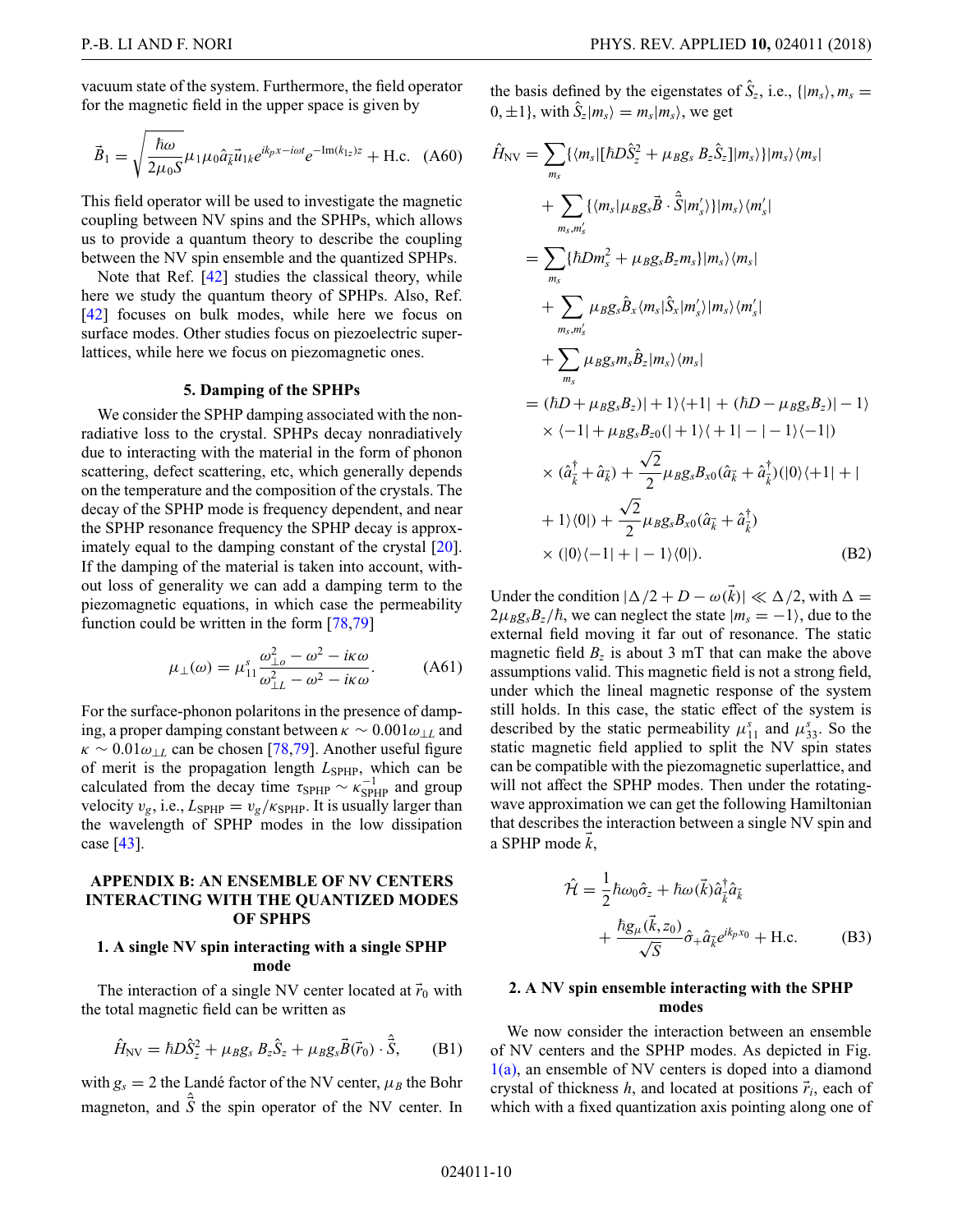vacuum state of the system. Furthermore, the field operator for the magnetic field in the upper space is given by

$$\vec{B}_1 = \sqrt{\frac{\hbar\omega}{2\mu_0 S}}\mu_1\mu_0\hat{a}_{\vec{k}}\vec{u}_{1k}e^{ik_p x - i\omega t}e^{-\mathrm{Im}(k_{1z})z} + \mathrm{H.c.} \quad (A60)$$

This field operator will be used to investigate the magnetic coupling between NV spins and the SPHPs, which allows us to provide a quantum theory to describe the coupling between the NV spin ensemble and the quantized SPHPs.

Note that Ref. [42] studies the classical theory, while here we study the quantum theory of SPHPs. Also, Ref. [42] focuses on bulk modes, while here we focus on surface modes. Other studies focus on piezoelectric superlattices, while here we focus on piezomagnetic ones.

#### 5. Damping of the SPHPs

We consider the SPHP damping associated with the nonradiative loss to the crystal. SPHPs decay nonradiatively due to interacting with the material in the form of phonon scattering, defect scattering, etc, which generally depends on the temperature and the composition of the crystals. The decay of the SPHP mode is frequency dependent, and near the SPHP resonance frequency the SPHP decay is approximately equal to the damping constant of the crystal [20]. If the damping of the material is taken into account, without loss of generality we can add a damping term to the piezomagnetic equations, in which case the permeability function could be written in the form [78,79]

$$\mu_\perp(\omega) = \mu_{11}^s\frac{\omega_{\perp o}^2 - \omega^2 - i\kappa\omega}{\omega_{\perp L}^2 - \omega^2 - i\kappa\omega}. \quad (A61)$$

For the surface-phonon polaritons in the presence of damping, a proper damping constant between $\kappa \sim 0.001\omega_{\perp L}$ and $\kappa \sim 0.01\omega_{\perp L}$ can be chosen [78,79]. Another useful figure of merit is the propagation length $L_{\mathrm{SPHP}}$, which can be calculated from the decay time $\tau_{\mathrm{SPHP}} \sim \kappa_{\mathrm{SPHP}}^{-1}$ and group velocity $v_g$, i.e., $L_{\mathrm{SPHP}} = v_g/\kappa_{\mathrm{SPHP}}$. It is usually larger than the wavelength of SPHP modes in the low dissipation case [43].

## APPENDIX B: AN ENSEMBLE OF NV CENTERS INTERACTING WITH THE QUANTIZED MODES OF SPHPS

### 1. A single NV spin interacting with a single SPHP mode

The interaction of a single NV center located at $\vec{r}_0$ with the total magnetic field can be written as

$$\hat{H}_{\mathrm{NV}} = \hbar D\hat{S}_z^2 + \mu_B g_s B_z\hat{S}_z + \mu_B g_s\vec{B}(\vec{r}_0)\cdot\hat{\vec{S}}, \quad (B1)$$

with $g_s = 2$ the Landé factor of the NV center, $\mu_B$ the Bohr magneton, and $\hat{\vec{S}}$ the spin operator of the NV center. In the basis defined by the eigenstates of $\hat{S}_z$, i.e., $\{|m_s\rangle, m_s = 0, \pm 1\}$, with $\hat{S}_z|m_s\rangle = m_s|m_s\rangle$, we get

$$\begin{aligned}
\hat{H}_{\mathrm{NV}} &= \sum_{m_s}\{\langle m_s|[\hbar D\hat{S}_z^2 + \mu_B g_s B_z\hat{S}_z]|m_s\rangle\}|m_s\rangle\langle m_s| \\
&\quad + \sum_{m_s,m_s'}\{\langle m_s|\mu_B g_s\vec{B}\cdot\hat{\vec{S}}|m_s'\rangle\}|m_s\rangle\langle m_s'| \\
&= \sum_{m_s}\{\hbar D m_s^2 + \mu_B g_s B_z m_s\}|m_s\rangle\langle m_s| \\
&\quad + \sum_{m_s,m_s'}\mu_B g_s\hat{B}_x\langle m_s|\hat{S}_x|m_s'\rangle|m_s\rangle\langle m_s'| \\
&\quad + \sum_{m_s}\mu_B g_s m_s\hat{B}_z|m_s\rangle\langle m_s| \\
&= (\hbar D + \mu_B g_s B_z)|+1\rangle\langle +1| + (\hbar D - \mu_B g_s B_z)|-1\rangle \\
&\quad \times\langle -1| + \mu_B g_s B_{z0}(|+1\rangle\langle +1| - |-1\rangle\langle -1|) \\
&\quad \times(\hat{a}_{\vec{k}}^\dagger + \hat{a}_{\vec{k}}) + \frac{\sqrt{2}}{2}\mu_B g_s B_{x0}(\hat{a}_{\vec{k}} + \hat{a}_{\vec{k}}^\dagger)(|0\rangle\langle +1| + | \\
&\quad + 1\rangle\langle 0|) + \frac{\sqrt{2}}{2}\mu_B g_s B_{x0}(\hat{a}_{\vec{k}} + \hat{a}_{\vec{k}}^\dagger) \\
&\quad \times(|0\rangle\langle -1| + |-1\rangle\langle 0|).
\end{aligned} \quad (B2)$$

Under the condition $|\Delta/2 + D - \omega(\vec{k})| \ll \Delta/2$, with $\Delta = 2\mu_B g_s B_z/\hbar$, we can neglect the state $|m_s = -1\rangle$, due to the external field moving it far out of resonance. The static magnetic field $B_z$ is about 3 mT that can make the above assumptions valid. This magnetic field is not a strong field, under which the lineal magnetic response of the system still holds. In this case, the static effect of the system is described by the static permeability $\mu_{11}^s$ and $\mu_{33}^s$. So the static magnetic field applied to split the NV spin states can be compatible with the piezomagnetic superlattice, and will not affect the SPHP modes. Then under the rotating-wave approximation we can get the following Hamiltonian that describes the interaction between a single NV spin and a SPHP mode $\vec{k}$,

$$\hat{\mathcal{H}} = \frac{1}{2}\hbar\omega_0\hat{\sigma}_z + \hbar\omega(\vec{k})\hat{a}_{\vec{k}}^\dagger\hat{a}_{\vec{k}} + \frac{\hbar g_\mu(\vec{k}, z_0)}{\sqrt{S}}\hat{\sigma}_+\hat{a}_{\vec{k}}e^{ik_p x_0} + \mathrm{H.c.} \quad (B3)$$

### 2. A NV spin ensemble interacting with the SPHP modes

We now consider the interaction between an ensemble of NV centers and the SPHP modes. As depicted in Fig. 1(a), an ensemble of NV centers is doped into a diamond crystal of thickness $h$, and located at positions $\vec{r}_i$, each of which with a fixed quantization axis pointing along one of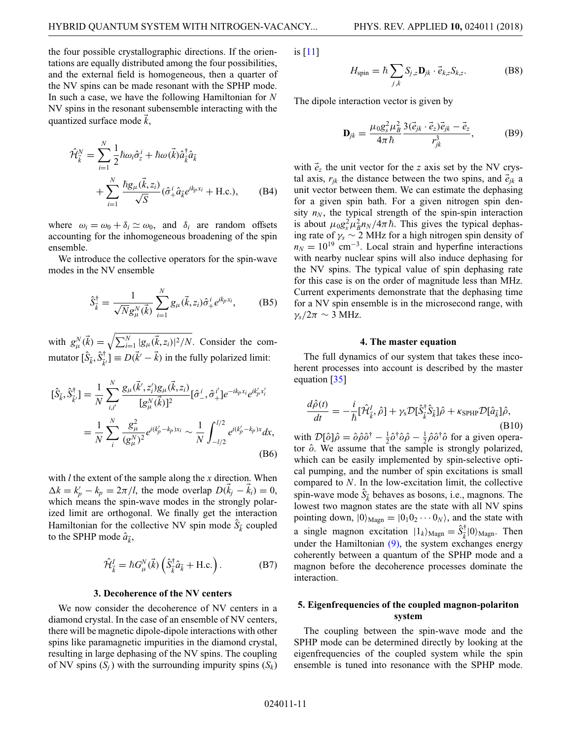the four possible crystallographic directions. If the orientations are equally distributed among the four possibilities, and the external field is homogeneous, then a quarter of the NV spins can be made resonant with the SPHP mode. In such a case, we have the following Hamiltonian for $N$ NV spins in the resonant subensemble interacting with the quantized surface mode $\vec{k}$,

$$\hat{\mathcal{H}}_{\vec{k}}^{N} = \sum_{i=1}^{N} \frac{1}{2}\hbar\omega_i \hat{\sigma}_z^i + \hbar\omega(\vec{k})\hat{a}_{\vec{k}}^{\dagger}\hat{a}_{\vec{k}} + \sum_{i=1}^{N} \frac{\hbar g_{\mu}(\vec{k}, z_i)}{\sqrt{S}}(\hat{\sigma}_+^i \hat{a}_{\vec{k}} e^{ik_p x_i} + \text{H.c.}), \tag{B4}$$

where $\omega_i = \omega_0 + \delta_i \simeq \omega_0$, and $\delta_i$ are random offsets accounting for the inhomogeneous broadening of the spin ensemble.

We introduce the collective operators for the spin-wave modes in the NV ensemble

$$\hat{S}_{\vec{k}}^{\dagger} = \frac{1}{\sqrt{N} g_{\mu}^{N}(\vec{k})} \sum_{i=1}^{N} g_{\mu}(\vec{k}, z_i)\hat{\sigma}_+^i e^{ik_p x_i}, \tag{B5}$$

with $g_{\mu}^{N}(\vec{k}) = \sqrt{\sum_{i=1}^{N} |g_{\mu}(\vec{k}, z_i)|^2/N}$. Consider the commutator $[\hat{S}_{\vec{k}}, \hat{S}_{\vec{k}'}^{\dagger}] \equiv D(\vec{k}' - \vec{k})$ in the fully polarized limit:

$$\begin{aligned}
[\hat{S}_{\vec{k}}, \hat{S}_{\vec{k}'}^{\dagger}] &= \frac{1}{N}\sum_{i,i'}^{N} \frac{g_{\mu}(\vec{k}', z_i')g_{\mu}(\vec{k}, z_i)}{[g_{\mu}^{N}(\vec{k})]^2}[\hat{\sigma}_-^i, \hat{\sigma}_+^{i'}]e^{-ik_p x_i}e^{ik_p' x_i'} \\
&= \frac{1}{N}\sum_{i}^{N} \frac{g_{\mu}^2}{(g_{\mu}^{N})^2} e^{i(k_p' - k_p)x_i} \sim \frac{1}{N}\int_{-l/2}^{l/2} e^{i(k_p' - k_p)x} dx,
\end{aligned} \tag{B6}$$

with $l$ the extent of the sample along the $x$ direction. When $\Delta k = k_p' - k_p = 2\pi/l$, the mode overlap $D(\vec{k}_j - \vec{k}_i) = 0$, which means the spin-wave modes in the strongly polarized limit are orthogonal. We finally get the interaction Hamiltonian for the collective NV spin mode $\hat{S}_{\vec{k}}$ coupled to the SPHP mode $\hat{a}_{\vec{k}}$,

$$\hat{\mathcal{H}}_{\vec{k}}^{I} = \hbar G_{\mu}^{N}(\vec{k})\left(\hat{S}_{\vec{k}}^{\dagger}\hat{a}_{\vec{k}} + \text{H.c.}\right). \tag{B7}$$

### 3. Decoherence of the NV centers

We now consider the decoherence of NV centers in a diamond crystal. In the case of an ensemble of NV centers, there will be magnetic dipole-dipole interactions with other spins like paramagnetic impurities in the diamond crystal, resulting in large dephasing of the NV spins. The coupling of NV spins ($S_j$) with the surrounding impurity spins ($S_k$) is [11]

$$H_{\text{spin}} = \hbar\sum_{j,k} S_{j,z}\mathbf{D}_{jk}\cdot\vec{e}_{k,z}S_{k,z}. \tag{B8}$$

The dipole interaction vector is given by

$$\mathbf{D}_{jk} = \frac{\mu_0 g_s^2 \mu_B^2}{4\pi\hbar}\frac{3(\vec{e}_{jk}\cdot\vec{e}_z)\vec{e}_{jk} - \vec{e}_z}{r_{jk}^3}, \tag{B9}$$

with $\vec{e}_z$ the unit vector for the $z$ axis set by the NV crystal axis, $r_{jk}$ the distance between the two spins, and $\vec{e}_{jk}$ a unit vector between them. We can estimate the dephasing for a given spin bath. For a given nitrogen spin density $n_N$, the typical strength of the spin-spin interaction is about $\mu_0 g_s^2 \mu_B^2 n_N/4\pi\hbar$. This gives the typical dephasing rate of $\gamma_s \sim 2$ MHz for a high nitrogen spin density of $n_N = 10^{19}$ cm$^{-3}$. Local strain and hyperfine interactions with nearby nuclear spins will also induce dephasing for the NV spins. The typical value of spin dephasing rate for this case is on the order of magnitude less than MHz. Current experiments demonstrate that the dephasing time for a NV spin ensemble is in the microsecond range, with $\gamma_s/2\pi \sim 3$ MHz.

### 4. The master equation

The full dynamics of our system that takes these incoherent processes into account is described by the master equation [35]

$$\frac{d\hat{\rho}(t)}{dt} = -\frac{i}{\hbar}[\hat{\mathcal{H}}_{\vec{k}}^{I}, \hat{\rho}] + \gamma_s \mathcal{D}[\hat{S}_{\vec{k}}^{\dagger}\hat{S}_{\vec{k}}]\hat{\rho} + \kappa_{\text{SPHP}}\mathcal{D}[\hat{a}_{\vec{k}}]\hat{\rho}, \tag{B10}$$

with $\mathcal{D}[\hat{o}]\hat{\rho} = \hat{o}\hat{\rho}\hat{o}^{\dagger} - \frac{1}{2}\hat{o}^{\dagger}\hat{o}\hat{\rho} - \frac{1}{2}\hat{\rho}\hat{o}^{\dagger}\hat{o}$ for a given operator $\hat{o}$. We assume that the sample is strongly polarized, which can be easily implemented by spin-selective optical pumping, and the number of spin excitations is small compared to $N$. In the low-excitation limit, the collective spin-wave mode $\hat{S}_{\vec{k}}$ behaves as bosons, i.e., magnons. The lowest two magnon states are the state with all NV spins pointing down, $|0\rangle_{\text{Magn}} = |0_1 0_2 \cdots 0_N\rangle$, and the state with a single magnon excitation $|1_k\rangle_{\text{Magn}} = \hat{S}_{\vec{k}}^{\dagger}|0\rangle_{\text{Magn}}$. Then under the Hamiltonian (9), the system exchanges energy coherently between a quantum of the SPHP mode and a magnon before the decoherence processes dominate the interaction.

### 5. Eigenfrequencies of the coupled magnon-polariton system

The coupling between the spin-wave mode and the SPHP mode can be determined directly by looking at the eigenfrequencies of the coupled system while the spin ensemble is tuned into resonance with the SPHP mode.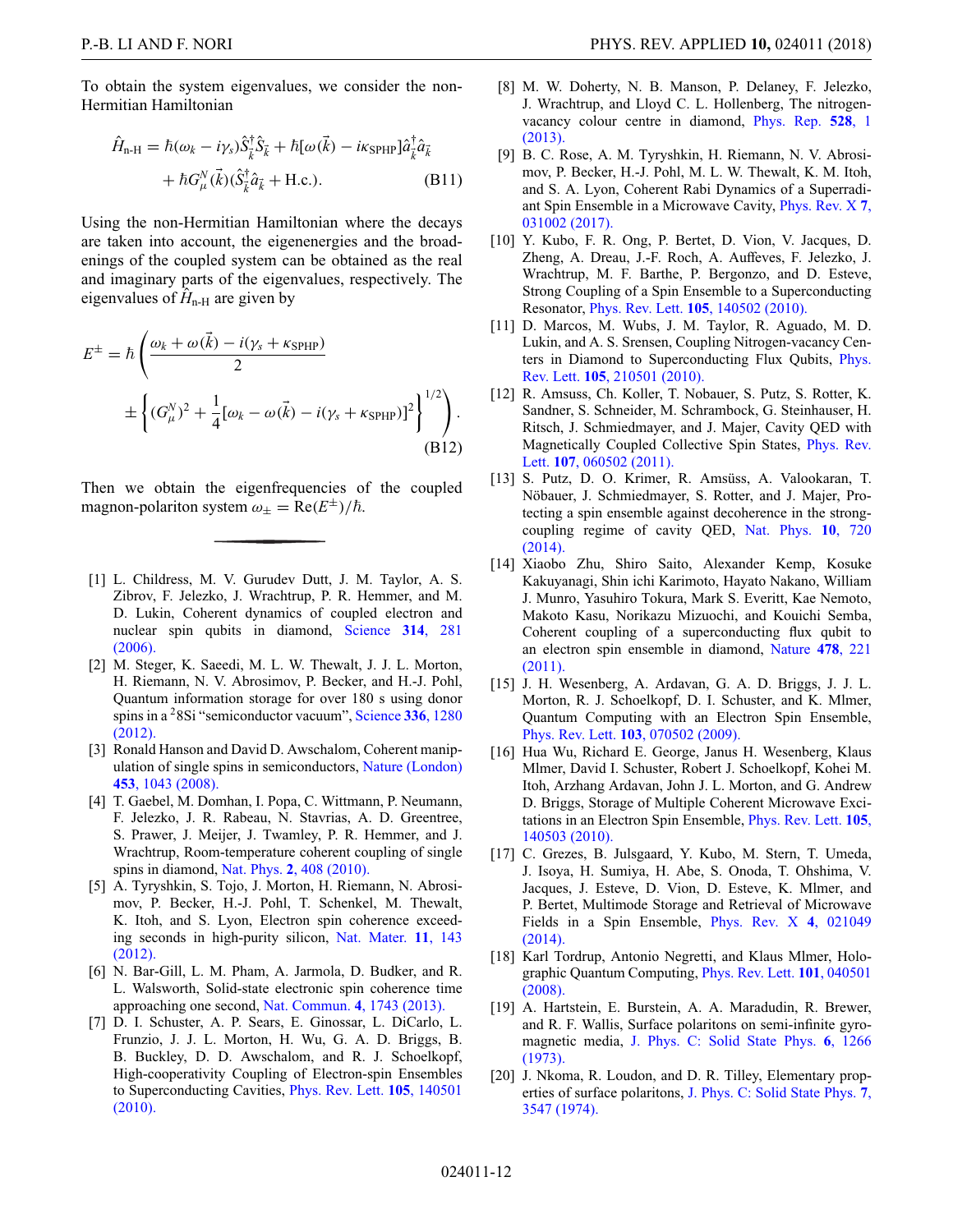To obtain the system eigenvalues, we consider the non-Hermitian Hamiltonian

$$
\hat{H}_{\text{n-H}} = \hbar(\omega_k - i\gamma_s)\hat{S}_{\vec{k}}^{\dagger}\hat{S}_{\vec{k}} + \hbar[\omega(\vec{k}) - i\kappa_{\text{SPHP}}]\hat{a}_{\vec{k}}^{\dagger}\hat{a}_{\vec{k}} + \hbar G_{\mu}^{N}(\vec{k})(\hat{S}_{\vec{k}}^{\dagger}\hat{a}_{\vec{k}} + \text{H.c.}). \tag{B11}
$$

Using the non-Hermitian Hamiltonian where the decays are taken into account, the eigenenergies and the broadenings of the coupled system can be obtained as the real and imaginary parts of the eigenvalues, respectively. The eigenvalues of $\hat{H}_{\text{n-H}}$ are given by

$$
E^{\pm} = \hbar\left(\frac{\omega_k + \omega(\vec{k}) - i(\gamma_s + \kappa_{\text{SPHP}})}{2} \pm \left\{(G_{\mu}^{N})^2 + \frac{1}{4}[\omega_k - \omega(\vec{k}) - i(\gamma_s + \kappa_{\text{SPHP}})]^2\right\}^{1/2}\right). \tag{B12}
$$

Then we obtain the eigenfrequencies of the coupled magnon-polariton system $\omega_{\pm} = \text{Re}(E^{\pm})/\hbar$.

---

[1] L. Childress, M. V. Gurudev Dutt, J. M. Taylor, A. S. Zibrov, F. Jelezko, J. Wrachtrup, P. R. Hemmer, and M. D. Lukin, Coherent dynamics of coupled electron and nuclear spin qubits in diamond, Science **314**, 281 (2006).

[2] M. Steger, K. Saeedi, M. L. W. Thewalt, J. J. L. Morton, H. Riemann, N. V. Abrosimov, P. Becker, and H.-J. Pohl, Quantum information storage for over 180 s using donor spins in a $^{2}$8Si "semiconductor vacuum", Science **336**, 1280 (2012).

[3] Ronald Hanson and David D. Awschalom, Coherent manipulation of single spins in semiconductors, Nature (London) **453**, 1043 (2008).

[4] T. Gaebel, M. Domhan, I. Popa, C. Wittmann, P. Neumann, F. Jelezko, J. R. Rabeau, N. Stavrias, A. D. Greentree, S. Prawer, J. Meijer, J. Twamley, P. R. Hemmer, and J. Wrachtrup, Room-temperature coherent coupling of single spins in diamond, Nat. Phys. **2**, 408 (2010).

[5] A. Tyryshkin, S. Tojo, J. Morton, H. Riemann, N. Abrosimov, P. Becker, H.-J. Pohl, T. Schenkel, M. Thewalt, K. Itoh, and S. Lyon, Electron spin coherence exceeding seconds in high-purity silicon, Nat. Mater. **11**, 143 (2012).

[6] N. Bar-Gill, L. M. Pham, A. Jarmola, D. Budker, and R. L. Walsworth, Solid-state electronic spin coherence time approaching one second, Nat. Commun. **4**, 1743 (2013).

[7] D. I. Schuster, A. P. Sears, E. Ginossar, L. DiCarlo, L. Frunzio, J. J. L. Morton, H. Wu, G. A. D. Briggs, B. B. Buckley, D. D. Awschalom, and R. J. Schoelkopf, High-cooperativity Coupling of Electron-spin Ensembles to Superconducting Cavities, Phys. Rev. Lett. **105**, 140501 (2010).

[8] M. W. Doherty, N. B. Manson, P. Delaney, F. Jelezko, J. Wrachtrup, and Lloyd C. L. Hollenberg, The nitrogen-vacancy colour centre in diamond, Phys. Rep. **528**, 1 (2013).

[9] B. C. Rose, A. M. Tyryshkin, H. Riemann, N. V. Abrosimov, P. Becker, H.-J. Pohl, M. L. W. Thewalt, K. M. Itoh, and S. A. Lyon, Coherent Rabi Dynamics of a Superradiant Spin Ensemble in a Microwave Cavity, Phys. Rev. X **7**, 031002 (2017).

[10] Y. Kubo, F. R. Ong, P. Bertet, D. Vion, V. Jacques, D. Zheng, A. Dreau, J.-F. Roch, A. Auffeves, F. Jelezko, J. Wrachtrup, M. F. Barthe, P. Bergonzo, and D. Esteve, Strong Coupling of a Spin Ensemble to a Superconducting Resonator, Phys. Rev. Lett. **105**, 140502 (2010).

[11] D. Marcos, M. Wubs, J. M. Taylor, R. Aguado, M. D. Lukin, and A. S. Srensen, Coupling Nitrogen-vacancy Centers in Diamond to Superconducting Flux Qubits, Phys. Rev. Lett. **105**, 210501 (2010).

[12] R. Amsuss, Ch. Koller, T. Nobauer, S. Putz, S. Rotter, K. Sandner, S. Schneider, M. Schrambock, G. Steinhauser, H. Ritsch, J. Schmiedmayer, and J. Majer, Cavity QED with Magnetically Coupled Collective Spin States, Phys. Rev. Lett. **107**, 060502 (2011).

[13] S. Putz, D. O. Krimer, R. Amsüss, A. Valookaran, T. Nöbauer, J. Schmiedmayer, S. Rotter, and J. Majer, Protecting a spin ensemble against decoherence in the strong-coupling regime of cavity QED, Nat. Phys. **10**, 720 (2014).

[14] Xiaobo Zhu, Shiro Saito, Alexander Kemp, Kosuke Kakuyanagi, Shin ichi Karimoto, Hayato Nakano, William J. Munro, Yasuhiro Tokura, Mark S. Everitt, Kae Nemoto, Makoto Kasu, Norikazu Mizuochi, and Kouichi Semba, Coherent coupling of a superconducting flux qubit to an electron spin ensemble in diamond, Nature **478**, 221 (2011).

[15] J. H. Wesenberg, A. Ardavan, G. A. D. Briggs, J. J. L. Morton, R. J. Schoelkopf, D. I. Schuster, and K. Mlmer, Quantum Computing with an Electron Spin Ensemble, Phys. Rev. Lett. **103**, 070502 (2009).

[16] Hua Wu, Richard E. George, Janus H. Wesenberg, Klaus Mlmer, David I. Schuster, Robert J. Schoelkopf, Kohei M. Itoh, Arzhang Ardavan, John J. L. Morton, and G. Andrew D. Briggs, Storage of Multiple Coherent Microwave Excitations in an Electron Spin Ensemble, Phys. Rev. Lett. **105**, 140503 (2010).

[17] C. Grezes, B. Julsgaard, Y. Kubo, M. Stern, T. Umeda, J. Isoya, H. Sumiya, H. Abe, S. Onoda, T. Ohshima, V. Jacques, J. Esteve, D. Vion, D. Esteve, K. Mlmer, and P. Bertet, Multimode Storage and Retrieval of Microwave Fields in a Spin Ensemble, Phys. Rev. X **4**, 021049 (2014).

[18] Karl Tordrup, Antonio Negretti, and Klaus Mlmer, Holographic Quantum Computing, Phys. Rev. Lett. **101**, 040501 (2008).

[19] A. Hartstein, E. Burstein, A. A. Maradudin, R. Brewer, and R. F. Wallis, Surface polaritons on semi-infinite gyromagnetic media, J. Phys. C: Solid State Phys. **6**, 1266 (1973).

[20] J. Nkoma, R. Loudon, and D. R. Tilley, Elementary properties of surface polaritons, J. Phys. C: Solid State Phys. **7**, 3547 (1974).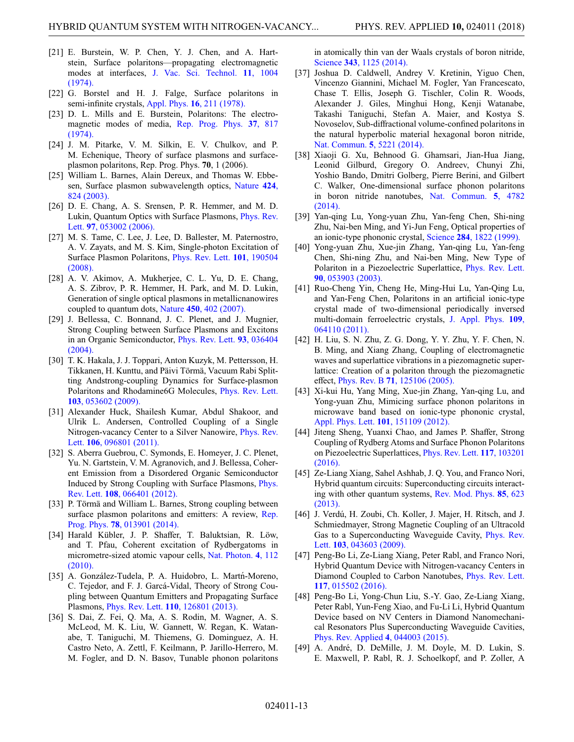[21] E. Burstein, W. P. Chen, Y. J. Chen, and A. Hartstein, Surface polaritons—propagating electromagnetic modes at interfaces, J. Vac. Sci. Technol. **11**, 1004 (1974).

[22] G. Borstel and H. J. Falge, Surface polaritons in semi-infinite crystals, Appl. Phys. **16**, 211 (1978).

[23] D. L. Mills and E. Burstein, Polaritons: The electromagnetic modes of media, Rep. Prog. Phys. **37**, 817 (1974).

[24] J. M. Pitarke, V. M. Silkin, E. V. Chulkov, and P. M. Echenique, Theory of surface plasmons and surface-plasmon polaritons, Rep. Prog. Phys. **70**, 1 (2006).

[25] William L. Barnes, Alain Dereux, and Thomas W. Ebbesen, Surface plasmon subwavelength optics, Nature **424**, 824 (2003).

[26] D. E. Chang, A. S. Srensen, P. R. Hemmer, and M. D. Lukin, Quantum Optics with Surface Plasmons, Phys. Rev. Lett. **97**, 053002 (2006).

[27] M. S. Tame, C. Lee, J. Lee, D. Ballester, M. Paternostro, A. V. Zayats, and M. S. Kim, Single-photon Excitation of Surface Plasmon Polaritons, Phys. Rev. Lett. **101**, 190504 (2008).

[28] A. V. Akimov, A. Mukherjee, C. L. Yu, D. E. Chang, A. S. Zibrov, P. R. Hemmer, H. Park, and M. D. Lukin, Generation of single optical plasmons in metallicnanowires coupled to quantum dots, Nature **450**, 402 (2007).

[29] J. Bellessa, C. Bonnand, J. C. Plenet, and J. Mugnier, Strong Coupling between Surface Plasmons and Excitons in an Organic Semiconductor, Phys. Rev. Lett. **93**, 036404 (2004).

[30] T. K. Hakala, J. J. Toppari, Anton Kuzyk, M. Pettersson, H. Tikkanen, H. Kunttu, and Päivi Törmä, Vacuum Rabi Splitting Andstrong-coupling Dynamics for Surface-plasmon Polaritons and Rhodamine6G Molecules, Phys. Rev. Lett. **103**, 053602 (2009).

[31] Alexander Huck, Shailesh Kumar, Abdul Shakoor, and Ulrik L. Andersen, Controlled Coupling of a Single Nitrogen-vacancy Center to a Silver Nanowire, Phys. Rev. Lett. **106**, 096801 (2011).

[32] S. Aberra Guebrou, C. Symonds, E. Homeyer, J. C. Plenet, Yu. N. Gartstein, V. M. Agranovich, and J. Bellessa, Coherent Emission from a Disordered Organic Semiconductor Induced by Strong Coupling with Surface Plasmons, Phys. Rev. Lett. **108**, 066401 (2012).

[33] P. Törmä and William L. Barnes, Strong coupling between surface plasmon polaritons and emitters: A review, Rep. Prog. Phys. **78**, 013901 (2014).

[34] Harald Kübler, J. P. Shaffer, T. Baluktsian, R. Löw, and T. Pfau, Coherent excitation of Rydbergatoms in micrometre-sized atomic vapour cells, Nat. Photon. **4**, 112 (2010).

[35] A. González-Tudela, P. A. Huidobro, L. Martń-Moreno, C. Tejedor, and F. J. Garcá-Vidal, Theory of Strong Coupling between Quantum Emitters and Propagating Surface Plasmons, Phys. Rev. Lett. **110**, 126801 (2013).

[36] S. Dai, Z. Fei, Q. Ma, A. S. Rodin, M. Wagner, A. S. McLeod, M. K. Liu, W. Gannett, W. Regan, K. Watanabe, T. Taniguchi, M. Thiemens, G. Dominguez, A. H. Castro Neto, A. Zettl, F. Keilmann, P. Jarillo-Herrero, M. M. Fogler, and D. N. Basov, Tunable phonon polaritons in atomically thin van der Waals crystals of boron nitride, Science **343**, 1125 (2014).

[37] Joshua D. Caldwell, Andrey V. Kretinin, Yiguo Chen, Vincenzo Giannini, Michael M. Fogler, Yan Francescato, Chase T. Ellis, Joseph G. Tischler, Colin R. Woods, Alexander J. Giles, Minghui Hong, Kenji Watanabe, Takashi Taniguchi, Stefan A. Maier, and Kostya S. Novoselov, Sub-diffractional volume-confined polaritons in the natural hyperbolic material hexagonal boron nitride, Nat. Commun. **5**, 5221 (2014).

[38] Xiaoji G. Xu, Behnood G. Ghamsari, Jian-Hua Jiang, Leonid Gilburd, Gregory O. Andreev, Chunyi Zhi, Yoshio Bando, Dmitri Golberg, Pierre Berini, and Gilbert C. Walker, One-dimensional surface phonon polaritons in boron nitride nanotubes, Nat. Commun. **5**, 4782 (2014).

[39] Yan-qing Lu, Yong-yuan Zhu, Yan-feng Chen, Shi-ning Zhu, Nai-ben Ming, and Yi-Jun Feng, Optical properties of an ionic-type phononic crystal, Science **284**, 1822 (1999).

[40] Yong-yuan Zhu, Xue-jin Zhang, Yan-qing Lu, Yan-feng Chen, Shi-ning Zhu, and Nai-ben Ming, New Type of Polariton in a Piezoelectric Superlattice, Phys. Rev. Lett. **90**, 053903 (2003).

[41] Ruo-Cheng Yin, Cheng He, Ming-Hui Lu, Yan-Qing Lu, and Yan-Feng Chen, Polaritons in an artificial ionic-type crystal made of two-dimensional periodically inversed multi-domain ferroelectric crystals, J. Appl. Phys. **109**, 064110 (2011).

[42] H. Liu, S. N. Zhu, Z. G. Dong, Y. Y. Zhu, Y. F. Chen, N. B. Ming, and Xiang Zhang, Coupling of electromagnetic waves and superlattice vibrations in a piezomagnetic superlattice: Creation of a polariton through the piezomagnetic effect, Phys. Rev. B **71**, 125106 (2005).

[43] Xi-kui Hu, Yang Ming, Xue-jin Zhang, Yan-qing Lu, and Yong-yuan Zhu, Mimicing surface phonon polaritons in microwave band based on ionic-type phononic crystal, Appl. Phys. Lett. **101**, 151109 (2012).

[44] Jiteng Sheng, Yuanxi Chao, and James P. Shaffer, Strong Coupling of Rydberg Atoms and Surface Phonon Polaritons on Piezoelectric Superlattices, Phys. Rev. Lett. **117**, 103201 (2016).

[45] Ze-Liang Xiang, Sahel Ashhab, J. Q. You, and Franco Nori, Hybrid quantum circuits: Superconducting circuits interacting with other quantum systems, Rev. Mod. Phys. **85**, 623 (2013).

[46] J. Verdú, H. Zoubi, Ch. Koller, J. Majer, H. Ritsch, and J. Schmiedmayer, Strong Magnetic Coupling of an Ultracold Gas to a Superconducting Waveguide Cavity, Phys. Rev. Lett. **103**, 043603 (2009).

[47] Peng-Bo Li, Ze-Liang Xiang, Peter Rabl, and Franco Nori, Hybrid Quantum Device with Nitrogen-vacancy Centers in Diamond Coupled to Carbon Nanotubes, Phys. Rev. Lett. **117**, 015502 (2016).

[48] Peng-Bo Li, Yong-Chun Liu, S.-Y. Gao, Ze-Liang Xiang, Peter Rabl, Yun-Feng Xiao, and Fu-Li Li, Hybrid Quantum Device based on NV Centers in Diamond Nanomechanical Resonators Plus Superconducting Waveguide Cavities, Phys. Rev. Applied **4**, 044003 (2015).

[49] A. André, D. DeMille, J. M. Doyle, M. D. Lukin, S. E. Maxwell, P. Rabl, R. J. Schoelkopf, and P. Zoller, A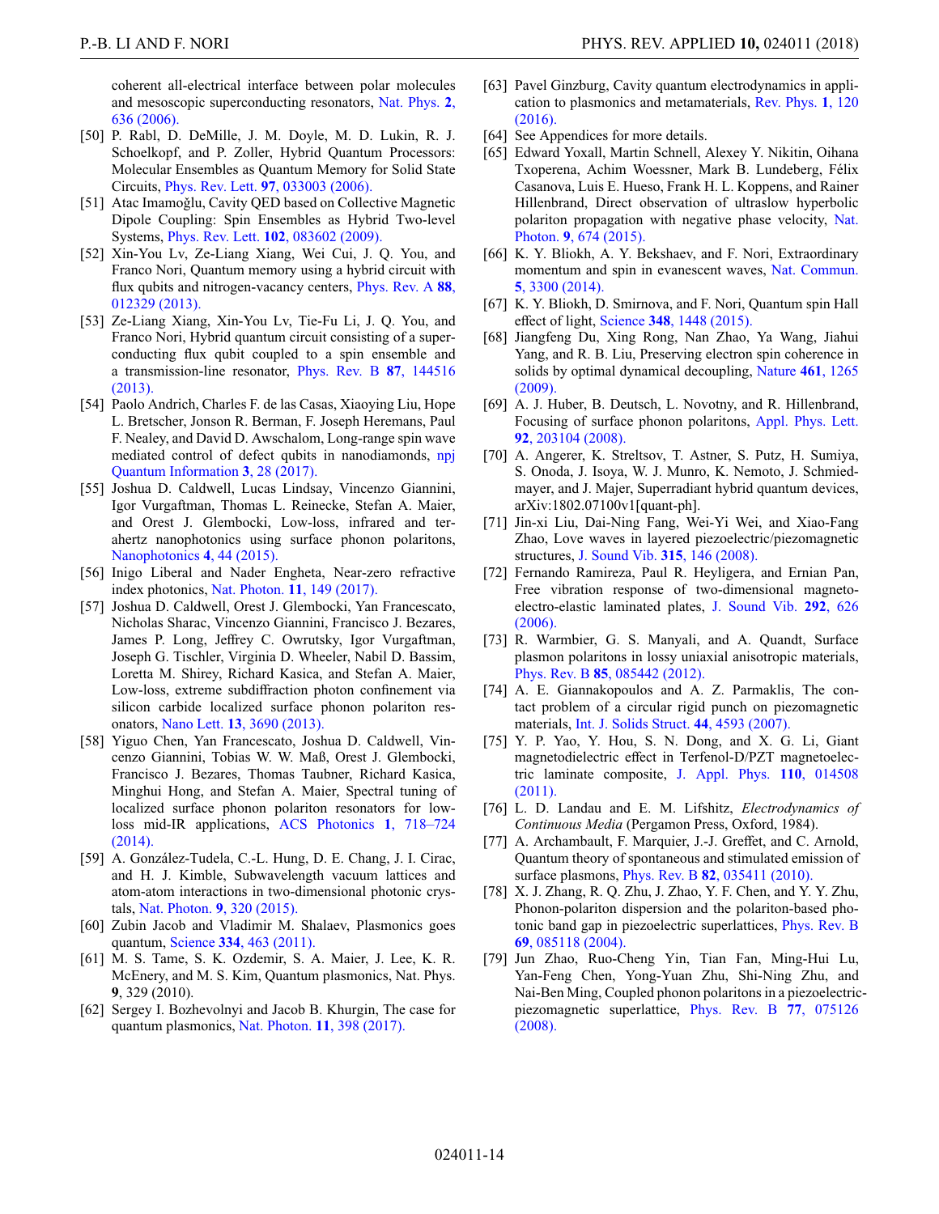coherent all-electrical interface between polar molecules and mesoscopic superconducting resonators, Nat. Phys. **2**, 636 (2006).

[50] P. Rabl, D. DeMille, J. M. Doyle, M. D. Lukin, R. J. Schoelkopf, and P. Zoller, Hybrid Quantum Processors: Molecular Ensembles as Quantum Memory for Solid State Circuits, Phys. Rev. Lett. **97**, 033003 (2006).

[51] Atac Imamoğlu, Cavity QED based on Collective Magnetic Dipole Coupling: Spin Ensembles as Hybrid Two-level Systems, Phys. Rev. Lett. **102**, 083602 (2009).

[52] Xin-You Lv, Ze-Liang Xiang, Wei Cui, J. Q. You, and Franco Nori, Quantum memory using a hybrid circuit with flux qubits and nitrogen-vacancy centers, Phys. Rev. A **88**, 012329 (2013).

[53] Ze-Liang Xiang, Xin-You Lv, Tie-Fu Li, J. Q. You, and Franco Nori, Hybrid quantum circuit consisting of a superconducting flux qubit coupled to a spin ensemble and a transmission-line resonator, Phys. Rev. B **87**, 144516 (2013).

[54] Paolo Andrich, Charles F. de las Casas, Xiaoying Liu, Hope L. Bretscher, Jonson R. Berman, F. Joseph Heremans, Paul F. Nealey, and David D. Awschalom, Long-range spin wave mediated control of defect qubits in nanodiamonds, npj Quantum Information **3**, 28 (2017).

[55] Joshua D. Caldwell, Lucas Lindsay, Vincenzo Giannini, Igor Vurgaftman, Thomas L. Reinecke, Stefan A. Maier, and Orest J. Glembocki, Low-loss, infrared and terahertz nanophotonics using surface phonon polaritons, Nanophotonics **4**, 44 (2015).

[56] Inigo Liberal and Nader Engheta, Near-zero refractive index photonics, Nat. Photon. **11**, 149 (2017).

[57] Joshua D. Caldwell, Orest J. Glembocki, Yan Francescato, Nicholas Sharac, Vincenzo Giannini, Francisco J. Bezares, James P. Long, Jeffrey C. Owrutsky, Igor Vurgaftman, Joseph G. Tischler, Virginia D. Wheeler, Nabil D. Bassim, Loretta M. Shirey, Richard Kasica, and Stefan A. Maier, Low-loss, extreme subdiffraction photon confinement via silicon carbide localized surface phonon polariton resonators, Nano Lett. **13**, 3690 (2013).

[58] Yiguo Chen, Yan Francescato, Joshua D. Caldwell, Vincenzo Giannini, Tobias W. W. Maß, Orest J. Glembocki, Francisco J. Bezares, Thomas Taubner, Richard Kasica, Minghui Hong, and Stefan A. Maier, Spectral tuning of localized surface phonon polariton resonators for low-loss mid-IR applications, ACS Photonics **1**, 718–724 (2014).

[59] A. González-Tudela, C.-L. Hung, D. E. Chang, J. I. Cirac, and H. J. Kimble, Subwavelength vacuum lattices and atom-atom interactions in two-dimensional photonic crystals, Nat. Photon. **9**, 320 (2015).

[60] Zubin Jacob and Vladimir M. Shalaev, Plasmonics goes quantum, Science **334**, 463 (2011).

[61] M. S. Tame, S. K. Ozdemir, S. A. Maier, J. Lee, K. R. McEnery, and M. S. Kim, Quantum plasmonics, Nat. Phys. **9**, 329 (2010).

[62] Sergey I. Bozhevolnyi and Jacob B. Khurgin, The case for quantum plasmonics, Nat. Photon. **11**, 398 (2017).

[63] Pavel Ginzburg, Cavity quantum electrodynamics in application to plasmonics and metamaterials, Rev. Phys. **1**, 120 (2016).

[64] See Appendices for more details.

[65] Edward Yoxall, Martin Schnell, Alexey Y. Nikitin, Oihana Txoperena, Achim Woessner, Mark B. Lundeberg, Félix Casanova, Luis E. Hueso, Frank H. L. Koppens, and Rainer Hillenbrand, Direct observation of ultraslow hyperbolic polariton propagation with negative phase velocity, Nat. Photon. **9**, 674 (2015).

[66] K. Y. Bliokh, A. Y. Bekshaev, and F. Nori, Extraordinary momentum and spin in evanescent waves, Nat. Commun. **5**, 3300 (2014).

[67] K. Y. Bliokh, D. Smirnova, and F. Nori, Quantum spin Hall effect of light, Science **348**, 1448 (2015).

[68] Jiangfeng Du, Xing Rong, Nan Zhao, Ya Wang, Jiahui Yang, and R. B. Liu, Preserving electron spin coherence in solids by optimal dynamical decoupling, Nature **461**, 1265 (2009).

[69] A. J. Huber, B. Deutsch, L. Novotny, and R. Hillenbrand, Focusing of surface phonon polaritons, Appl. Phys. Lett. **92**, 203104 (2008).

[70] A. Angerer, K. Streltsov, T. Astner, S. Putz, H. Sumiya, S. Onoda, J. Isoya, W. J. Munro, K. Nemoto, J. Schmiedmayer, and J. Majer, Superradiant hybrid quantum devices, arXiv:1802.07100v1[quant-ph].

[71] Jin-xi Liu, Dai-Ning Fang, Wei-Yi Wei, and Xiao-Fang Zhao, Love waves in layered piezoelectric/piezomagnetic structures, J. Sound Vib. **315**, 146 (2008).

[72] Fernando Ramireza, Paul R. Heyligera, and Ernian Pan, Free vibration response of two-dimensional magneto-electro-elastic laminated plates, J. Sound Vib. **292**, 626 (2006).

[73] R. Warmbier, G. S. Manyali, and A. Quandt, Surface plasmon polaritons in lossy uniaxial anisotropic materials, Phys. Rev. B **85**, 085442 (2012).

[74] A. E. Giannakopoulos and A. Z. Parmaklis, The contact problem of a circular rigid punch on piezomagnetic materials, Int. J. Solids Struct. **44**, 4593 (2007).

[75] Y. P. Yao, Y. Hou, S. N. Dong, and X. G. Li, Giant magnetodielectric effect in Terfenol-D/PZT magnetoelectric laminate composite, J. Appl. Phys. **110**, 014508 (2011).

[76] L. D. Landau and E. M. Lifshitz, *Electrodynamics of Continuous Media* (Pergamon Press, Oxford, 1984).

[77] A. Archambault, F. Marquier, J.-J. Greffet, and C. Arnold, Quantum theory of spontaneous and stimulated emission of surface plasmons, Phys. Rev. B **82**, 035411 (2010).

[78] X. J. Zhang, R. Q. Zhu, J. Zhao, Y. F. Chen, and Y. Y. Zhu, Phonon-polariton dispersion and the polariton-based photonic band gap in piezoelectric superlattices, Phys. Rev. B **69**, 085118 (2004).

[79] Jun Zhao, Ruo-Cheng Yin, Tian Fan, Ming-Hui Lu, Yan-Feng Chen, Yong-Yuan Zhu, Shi-Ning Zhu, and Nai-Ben Ming, Coupled phonon polaritons in a piezoelectric-piezomagnetic superlattice, Phys. Rev. B **77**, 075126 (2008).